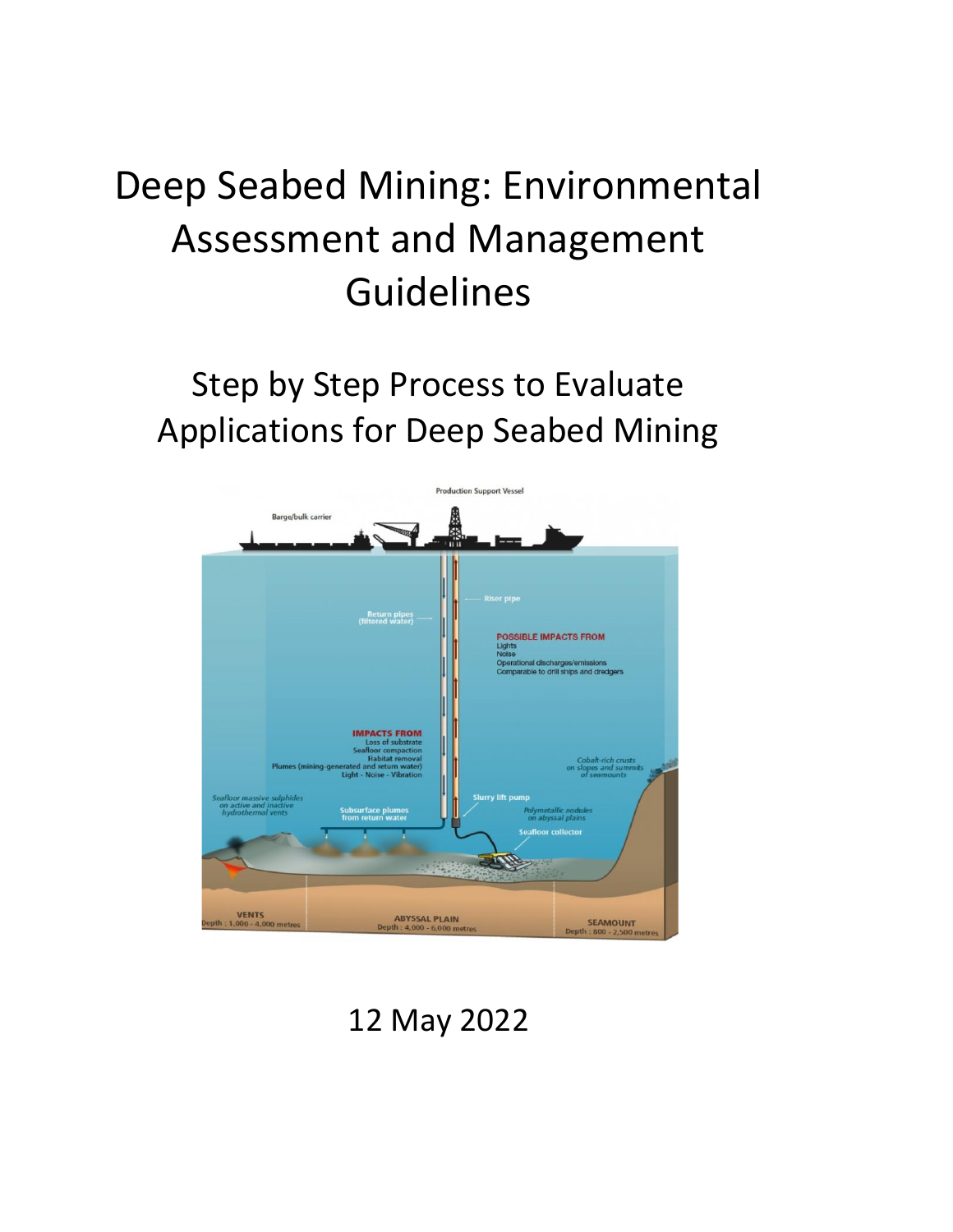# Deep Seabed Mining: Environmental Assessment and Management Guidelines

## Step by Step Process to Evaluate Applications for Deep Seabed Mining

12 May 2022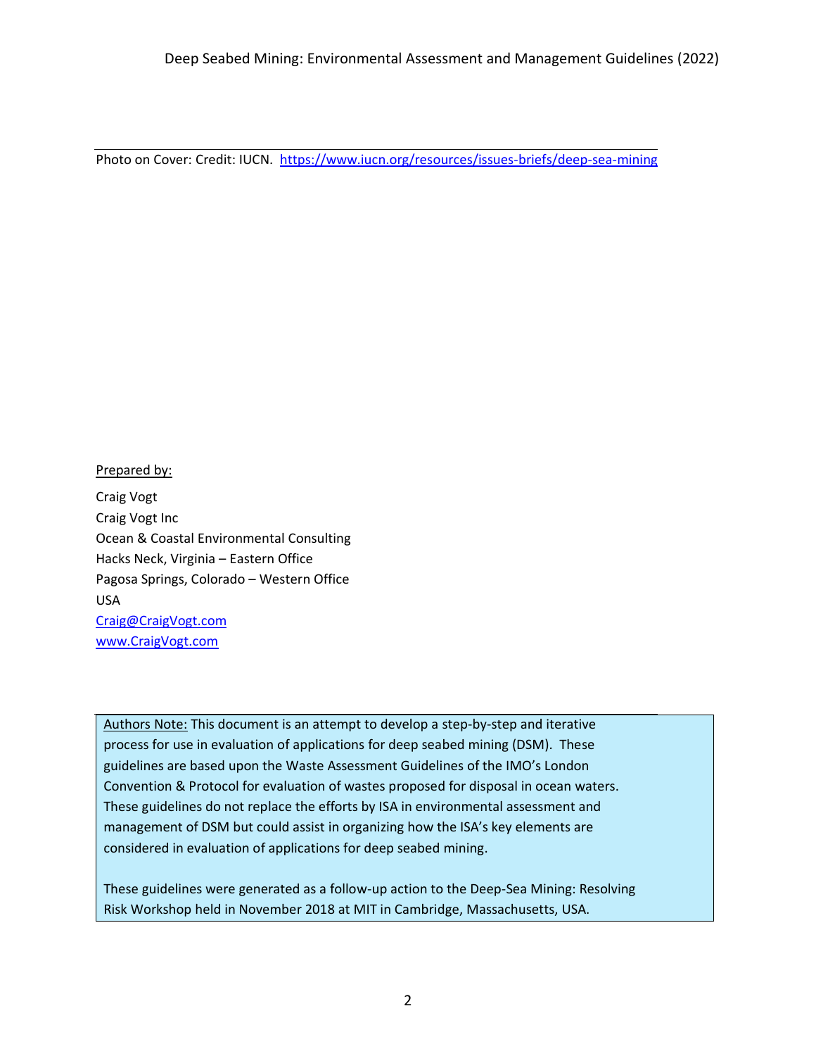Photo on Cover: Credit: IUCN. https://www.iucn.org/resources/issues-briefs/deep-sea-mining

Prepared by:

Craig Vogt
Craig Vogt Inc
Ocean & Coastal Environmental Consulting
Hacks Neck, Virginia – Eastern Office
Pagosa Springs, Colorado – Western Office
USA
Craig@CraigVogt.com
www.CraigVogt.com

Authors Note: This document is an attempt to develop a step-by-step and iterative process for use in evaluation of applications for deep seabed mining (DSM). These guidelines are based upon the Waste Assessment Guidelines of the IMO's London Convention & Protocol for evaluation of wastes proposed for disposal in ocean waters. These guidelines do not replace the efforts by ISA in environmental assessment and management of DSM but could assist in organizing how the ISA's key elements are considered in evaluation of applications for deep seabed mining.

These guidelines were generated as a follow-up action to the Deep-Sea Mining: Resolving Risk Workshop held in November 2018 at MIT in Cambridge, Massachusetts, USA.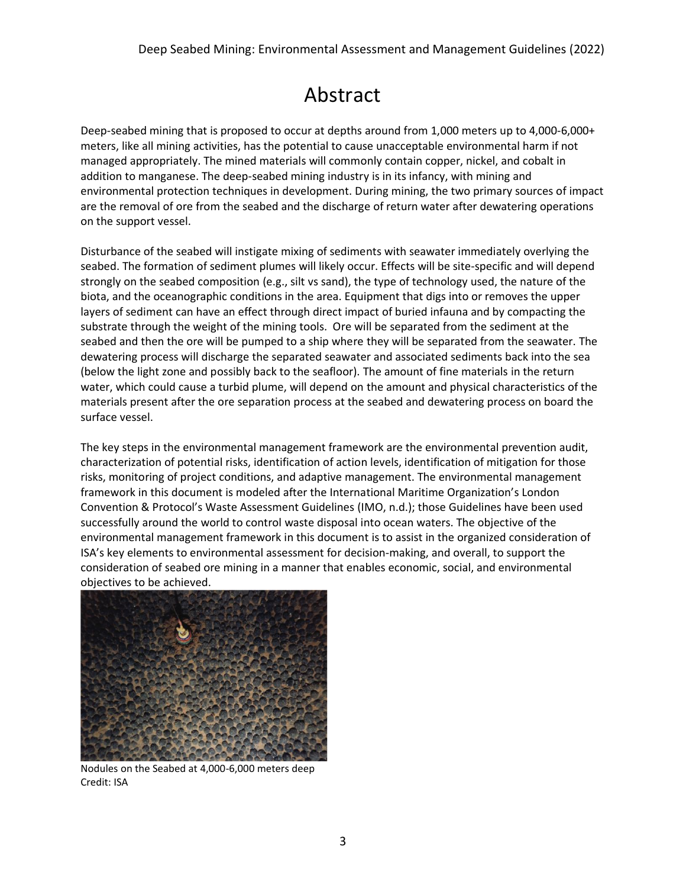# Abstract

Deep-seabed mining that is proposed to occur at depths around from 1,000 meters up to 4,000-6,000+ meters, like all mining activities, has the potential to cause unacceptable environmental harm if not managed appropriately. The mined materials will commonly contain copper, nickel, and cobalt in addition to manganese. The deep-seabed mining industry is in its infancy, with mining and environmental protection techniques in development. During mining, the two primary sources of impact are the removal of ore from the seabed and the discharge of return water after dewatering operations on the support vessel.

Disturbance of the seabed will instigate mixing of sediments with seawater immediately overlying the seabed. The formation of sediment plumes will likely occur. Effects will be site-specific and will depend strongly on the seabed composition (e.g., silt vs sand), the type of technology used, the nature of the biota, and the oceanographic conditions in the area. Equipment that digs into or removes the upper layers of sediment can have an effect through direct impact of buried infauna and by compacting the substrate through the weight of the mining tools. Ore will be separated from the sediment at the seabed and then the ore will be pumped to a ship where they will be separated from the seawater. The dewatering process will discharge the separated seawater and associated sediments back into the sea (below the light zone and possibly back to the seafloor). The amount of fine materials in the return water, which could cause a turbid plume, will depend on the amount and physical characteristics of the materials present after the ore separation process at the seabed and dewatering process on board the surface vessel.

The key steps in the environmental management framework are the environmental prevention audit, characterization of potential risks, identification of action levels, identification of mitigation for those risks, monitoring of project conditions, and adaptive management. The environmental management framework in this document is modeled after the International Maritime Organization's London Convention & Protocol's Waste Assessment Guidelines (IMO, n.d.); those Guidelines have been used successfully around the world to control waste disposal into ocean waters. The objective of the environmental management framework in this document is to assist in the organized consideration of ISA's key elements to environmental assessment for decision-making, and overall, to support the consideration of seabed ore mining in a manner that enables economic, social, and environmental objectives to be achieved.

Nodules on the Seabed at 4,000-6,000 meters deep
Credit: ISA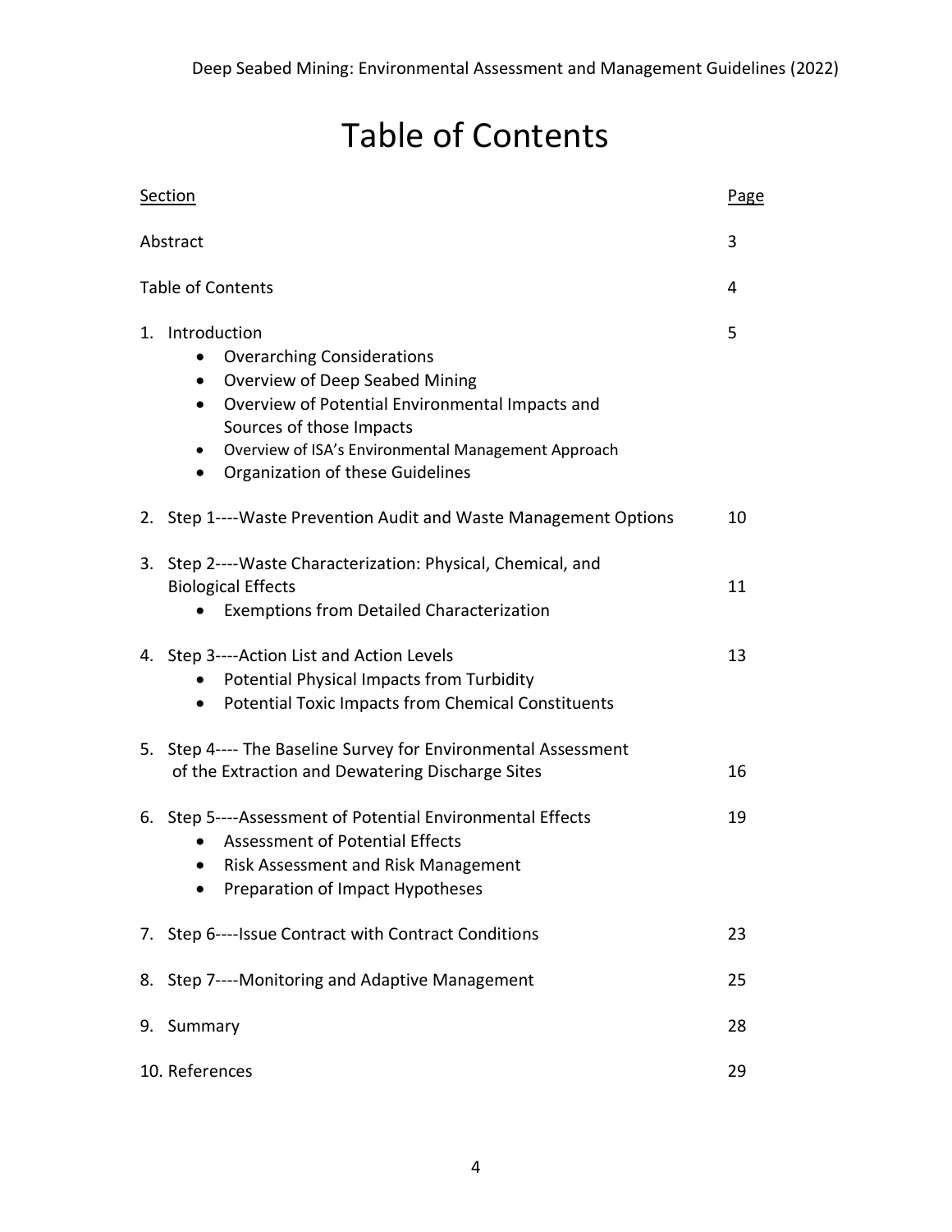# Table of Contents

| Section | Page |
|---|---|
| Abstract | 3 |
| Table of Contents | 4 |
| 1. Introduction<br>• Overarching Considerations<br>• Overview of Deep Seabed Mining<br>• Overview of Potential Environmental Impacts and Sources of those Impacts<br>• Overview of ISA's Environmental Management Approach<br>• Organization of these Guidelines | 5 |
| 2. Step 1----Waste Prevention Audit and Waste Management Options | 10 |
| 3. Step 2----Waste Characterization: Physical, Chemical, and Biological Effects<br>• Exemptions from Detailed Characterization | 11 |
| 4. Step 3----Action List and Action Levels<br>• Potential Physical Impacts from Turbidity<br>• Potential Toxic Impacts from Chemical Constituents | 13 |
| 5. Step 4---- The Baseline Survey for Environmental Assessment of the Extraction and Dewatering Discharge Sites | 16 |
| 6. Step 5----Assessment of Potential Environmental Effects<br>• Assessment of Potential Effects<br>• Risk Assessment and Risk Management<br>• Preparation of Impact Hypotheses | 19 |
| 7. Step 6----Issue Contract with Contract Conditions | 23 |
| 8. Step 7----Monitoring and Adaptive Management | 25 |
| 9. Summary | 28 |
| 10. References | 29 |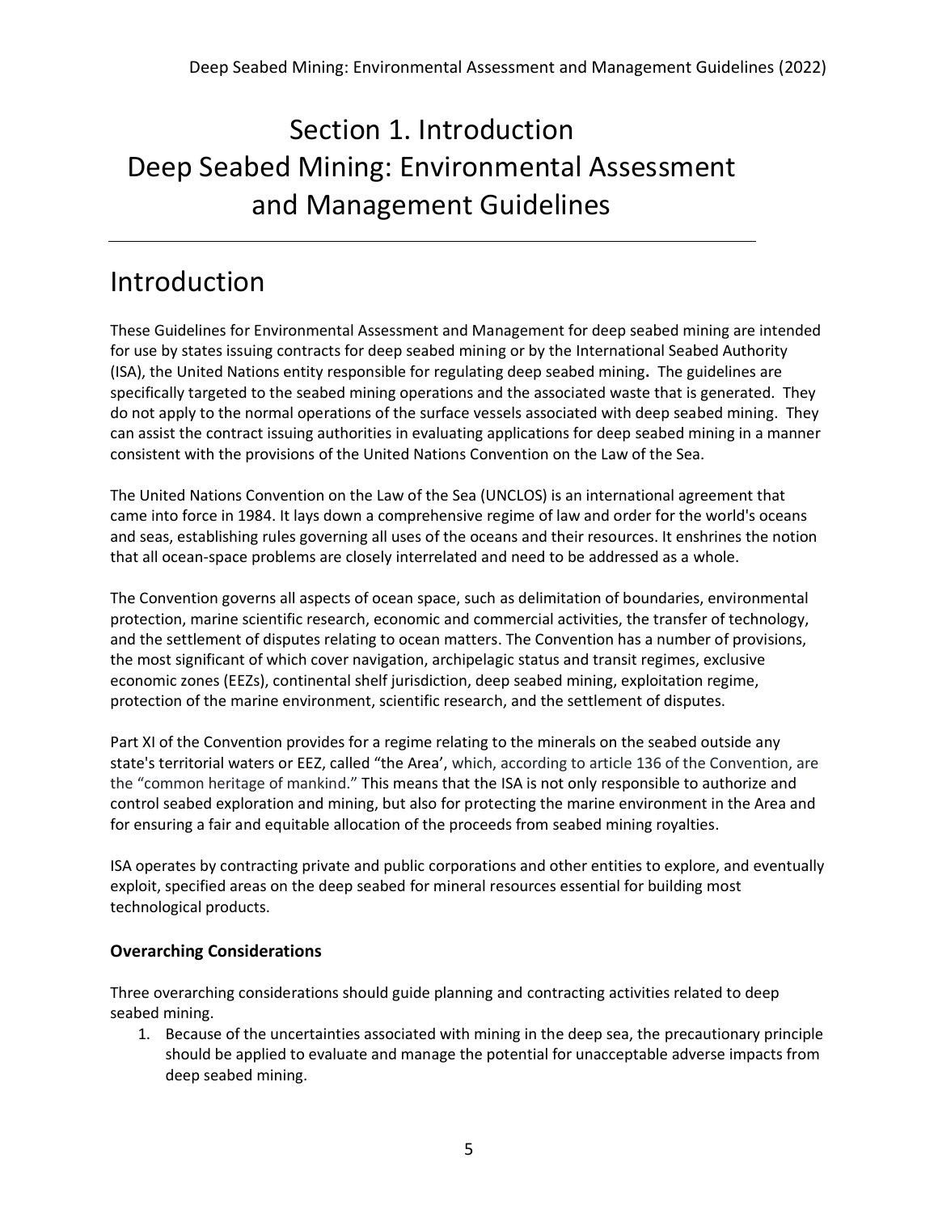# Section 1. Introduction
# Deep Seabed Mining: Environmental Assessment and Management Guidelines

## Introduction

These Guidelines for Environmental Assessment and Management for deep seabed mining are intended for use by states issuing contracts for deep seabed mining or by the International Seabed Authority (ISA), the United Nations entity responsible for regulating deep seabed mining**.** The guidelines are specifically targeted to the seabed mining operations and the associated waste that is generated. They do not apply to the normal operations of the surface vessels associated with deep seabed mining. They can assist the contract issuing authorities in evaluating applications for deep seabed mining in a manner consistent with the provisions of the United Nations Convention on the Law of the Sea.

The United Nations Convention on the Law of the Sea (UNCLOS) is an international agreement that came into force in 1984. It lays down a comprehensive regime of law and order for the world's oceans and seas, establishing rules governing all uses of the oceans and their resources. It enshrines the notion that all ocean-space problems are closely interrelated and need to be addressed as a whole.

The Convention governs all aspects of ocean space, such as delimitation of boundaries, environmental protection, marine scientific research, economic and commercial activities, the transfer of technology, and the settlement of disputes relating to ocean matters. The Convention has a number of provisions, the most significant of which cover navigation, archipelagic status and transit regimes, exclusive economic zones (EEZs), continental shelf jurisdiction, deep seabed mining, exploitation regime, protection of the marine environment, scientific research, and the settlement of disputes.

Part XI of the Convention provides for a regime relating to the minerals on the seabed outside any state's territorial waters or EEZ, called "the Area', which, according to article 136 of the Convention, are the "common heritage of mankind." This means that the ISA is not only responsible to authorize and control seabed exploration and mining, but also for protecting the marine environment in the Area and for ensuring a fair and equitable allocation of the proceeds from seabed mining royalties.

ISA operates by contracting private and public corporations and other entities to explore, and eventually exploit, specified areas on the deep seabed for mineral resources essential for building most technological products.

### Overarching Considerations

Three overarching considerations should guide planning and contracting activities related to deep seabed mining.

1. Because of the uncertainties associated with mining in the deep sea, the precautionary principle should be applied to evaluate and manage the potential for unacceptable adverse impacts from deep seabed mining.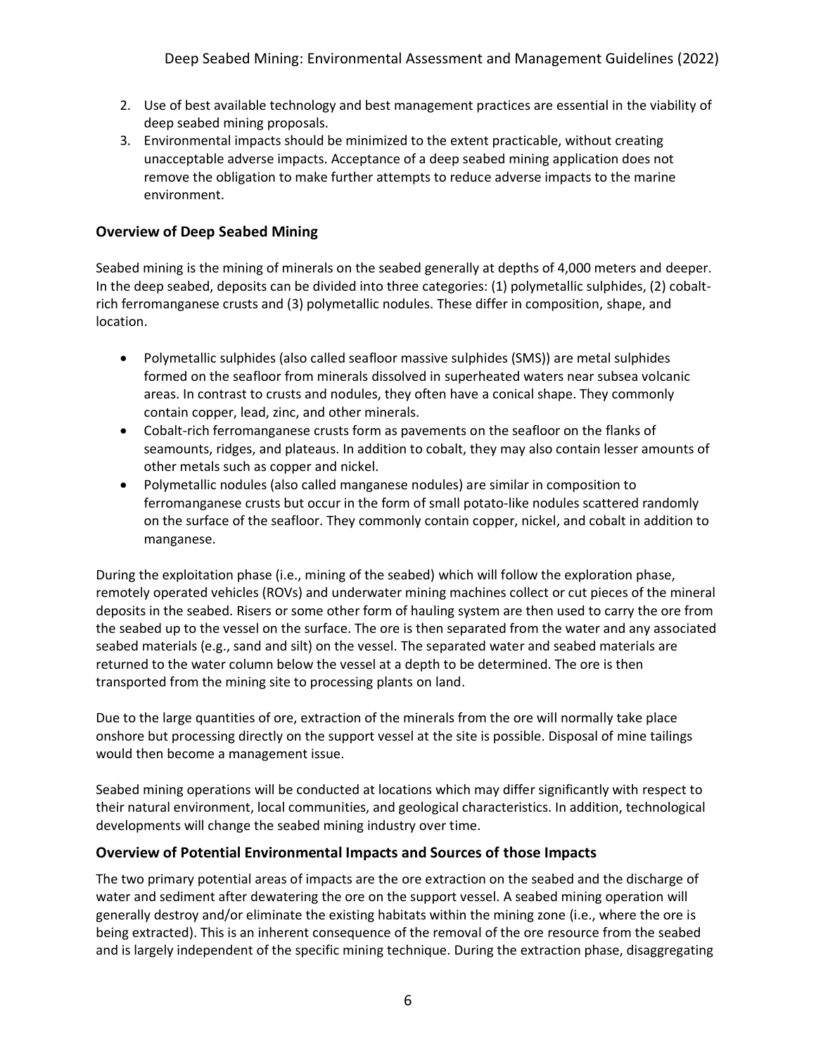2. Use of best available technology and best management practices are essential in the viability of deep seabed mining proposals.
3. Environmental impacts should be minimized to the extent practicable, without creating unacceptable adverse impacts. Acceptance of a deep seabed mining application does not remove the obligation to make further attempts to reduce adverse impacts to the marine environment.

## Overview of Deep Seabed Mining

Seabed mining is the mining of minerals on the seabed generally at depths of 4,000 meters and deeper. In the deep seabed, deposits can be divided into three categories: (1) polymetallic sulphides, (2) cobalt-rich ferromanganese crusts and (3) polymetallic nodules. These differ in composition, shape, and location.

- Polymetallic sulphides (also called seafloor massive sulphides (SMS)) are metal sulphides formed on the seafloor from minerals dissolved in superheated waters near subsea volcanic areas. In contrast to crusts and nodules, they often have a conical shape. They commonly contain copper, lead, zinc, and other minerals.
- Cobalt-rich ferromanganese crusts form as pavements on the seafloor on the flanks of seamounts, ridges, and plateaus. In addition to cobalt, they may also contain lesser amounts of other metals such as copper and nickel.
- Polymetallic nodules (also called manganese nodules) are similar in composition to ferromanganese crusts but occur in the form of small potato-like nodules scattered randomly on the surface of the seafloor. They commonly contain copper, nickel, and cobalt in addition to manganese.

During the exploitation phase (i.e., mining of the seabed) which will follow the exploration phase, remotely operated vehicles (ROVs) and underwater mining machines collect or cut pieces of the mineral deposits in the seabed. Risers or some other form of hauling system are then used to carry the ore from the seabed up to the vessel on the surface. The ore is then separated from the water and any associated seabed materials (e.g., sand and silt) on the vessel. The separated water and seabed materials are returned to the water column below the vessel at a depth to be determined. The ore is then transported from the mining site to processing plants on land.

Due to the large quantities of ore, extraction of the minerals from the ore will normally take place onshore but processing directly on the support vessel at the site is possible. Disposal of mine tailings would then become a management issue.

Seabed mining operations will be conducted at locations which may differ significantly with respect to their natural environment, local communities, and geological characteristics. In addition, technological developments will change the seabed mining industry over time.

## Overview of Potential Environmental Impacts and Sources of those Impacts

The two primary potential areas of impacts are the ore extraction on the seabed and the discharge of water and sediment after dewatering the ore on the support vessel. A seabed mining operation will generally destroy and/or eliminate the existing habitats within the mining zone (i.e., where the ore is being extracted). This is an inherent consequence of the removal of the ore resource from the seabed and is largely independent of the specific mining technique. During the extraction phase, disaggregating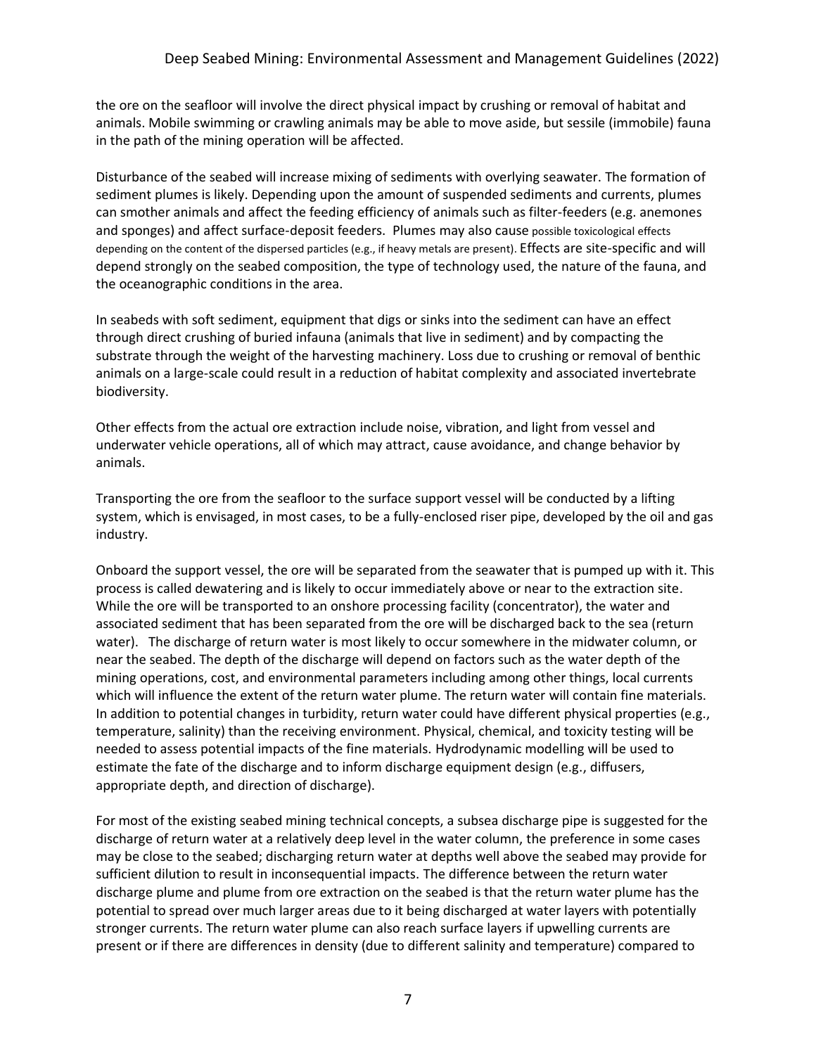the ore on the seafloor will involve the direct physical impact by crushing or removal of habitat and animals. Mobile swimming or crawling animals may be able to move aside, but sessile (immobile) fauna in the path of the mining operation will be affected.

Disturbance of the seabed will increase mixing of sediments with overlying seawater. The formation of sediment plumes is likely. Depending upon the amount of suspended sediments and currents, plumes can smother animals and affect the feeding efficiency of animals such as filter-feeders (e.g. anemones and sponges) and affect surface-deposit feeders. Plumes may also cause possible toxicological effects depending on the content of the dispersed particles (e.g., if heavy metals are present). Effects are site-specific and will depend strongly on the seabed composition, the type of technology used, the nature of the fauna, and the oceanographic conditions in the area.

In seabeds with soft sediment, equipment that digs or sinks into the sediment can have an effect through direct crushing of buried infauna (animals that live in sediment) and by compacting the substrate through the weight of the harvesting machinery. Loss due to crushing or removal of benthic animals on a large-scale could result in a reduction of habitat complexity and associated invertebrate biodiversity.

Other effects from the actual ore extraction include noise, vibration, and light from vessel and underwater vehicle operations, all of which may attract, cause avoidance, and change behavior by animals.

Transporting the ore from the seafloor to the surface support vessel will be conducted by a lifting system, which is envisaged, in most cases, to be a fully-enclosed riser pipe, developed by the oil and gas industry.

Onboard the support vessel, the ore will be separated from the seawater that is pumped up with it. This process is called dewatering and is likely to occur immediately above or near to the extraction site. While the ore will be transported to an onshore processing facility (concentrator), the water and associated sediment that has been separated from the ore will be discharged back to the sea (return water). The discharge of return water is most likely to occur somewhere in the midwater column, or near the seabed. The depth of the discharge will depend on factors such as the water depth of the mining operations, cost, and environmental parameters including among other things, local currents which will influence the extent of the return water plume. The return water will contain fine materials. In addition to potential changes in turbidity, return water could have different physical properties (e.g., temperature, salinity) than the receiving environment. Physical, chemical, and toxicity testing will be needed to assess potential impacts of the fine materials. Hydrodynamic modelling will be used to estimate the fate of the discharge and to inform discharge equipment design (e.g., diffusers, appropriate depth, and direction of discharge).

For most of the existing seabed mining technical concepts, a subsea discharge pipe is suggested for the discharge of return water at a relatively deep level in the water column, the preference in some cases may be close to the seabed; discharging return water at depths well above the seabed may provide for sufficient dilution to result in inconsequential impacts. The difference between the return water discharge plume and plume from ore extraction on the seabed is that the return water plume has the potential to spread over much larger areas due to it being discharged at water layers with potentially stronger currents. The return water plume can also reach surface layers if upwelling currents are present or if there are differences in density (due to different salinity and temperature) compared to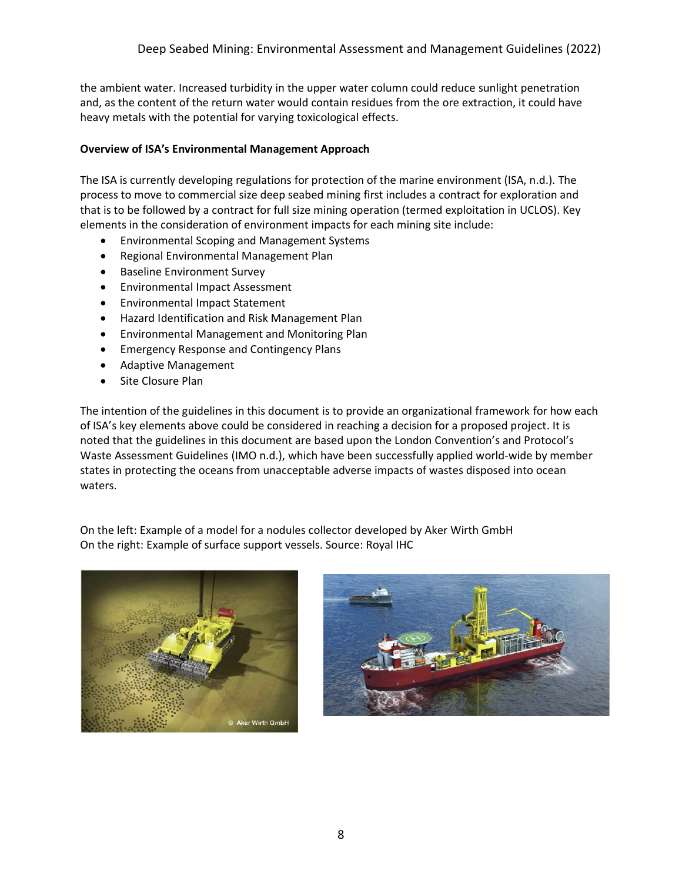the ambient water. Increased turbidity in the upper water column could reduce sunlight penetration and, as the content of the return water would contain residues from the ore extraction, it could have heavy metals with the potential for varying toxicological effects.

**Overview of ISA's Environmental Management Approach**

The ISA is currently developing regulations for protection of the marine environment (ISA, n.d.). The process to move to commercial size deep seabed mining first includes a contract for exploration and that is to be followed by a contract for full size mining operation (termed exploitation in UCLOS). Key elements in the consideration of environment impacts for each mining site include:

- Environmental Scoping and Management Systems
- Regional Environmental Management Plan
- Baseline Environment Survey
- Environmental Impact Assessment
- Environmental Impact Statement
- Hazard Identification and Risk Management Plan
- Environmental Management and Monitoring Plan
- Emergency Response and Contingency Plans
- Adaptive Management
- Site Closure Plan

The intention of the guidelines in this document is to provide an organizational framework for how each of ISA's key elements above could be considered in reaching a decision for a proposed project. It is noted that the guidelines in this document are based upon the London Convention's and Protocol's Waste Assessment Guidelines (IMO n.d.), which have been successfully applied world-wide by member states in protecting the oceans from unacceptable adverse impacts of wastes disposed into ocean waters.

On the left: Example of a model for a nodules collector developed by Aker Wirth GmbH
On the right: Example of surface support vessels. Source: Royal IHC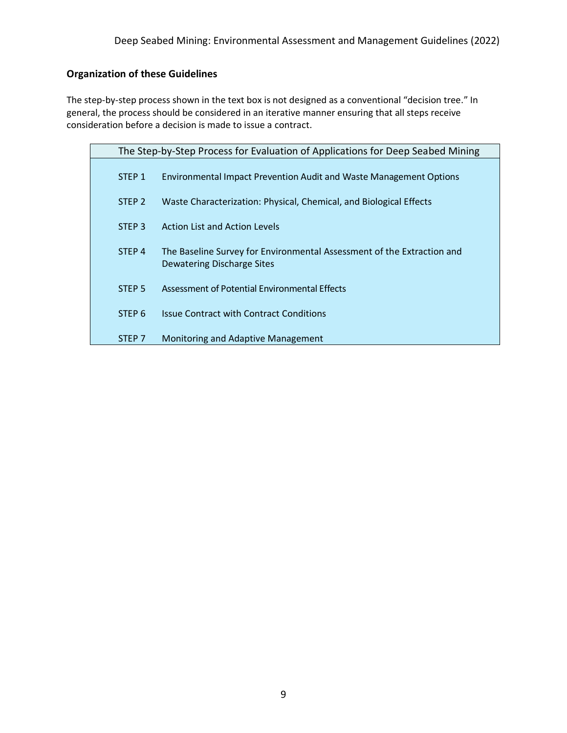## Organization of these Guidelines

The step-by-step process shown in the text box is not designed as a conventional "decision tree." In general, the process should be considered in an iterative manner ensuring that all steps receive consideration before a decision is made to issue a contract.

| The Step-by-Step Process for Evaluation of Applications for Deep Seabed Mining | |
|---|---|
| STEP 1 | Environmental Impact Prevention Audit and Waste Management Options |
| STEP 2 | Waste Characterization: Physical, Chemical, and Biological Effects |
| STEP 3 | Action List and Action Levels |
| STEP 4 | The Baseline Survey for Environmental Assessment of the Extraction and Dewatering Discharge Sites |
| STEP 5 | Assessment of Potential Environmental Effects |
| STEP 6 | Issue Contract with Contract Conditions |
| STEP 7 | Monitoring and Adaptive Management |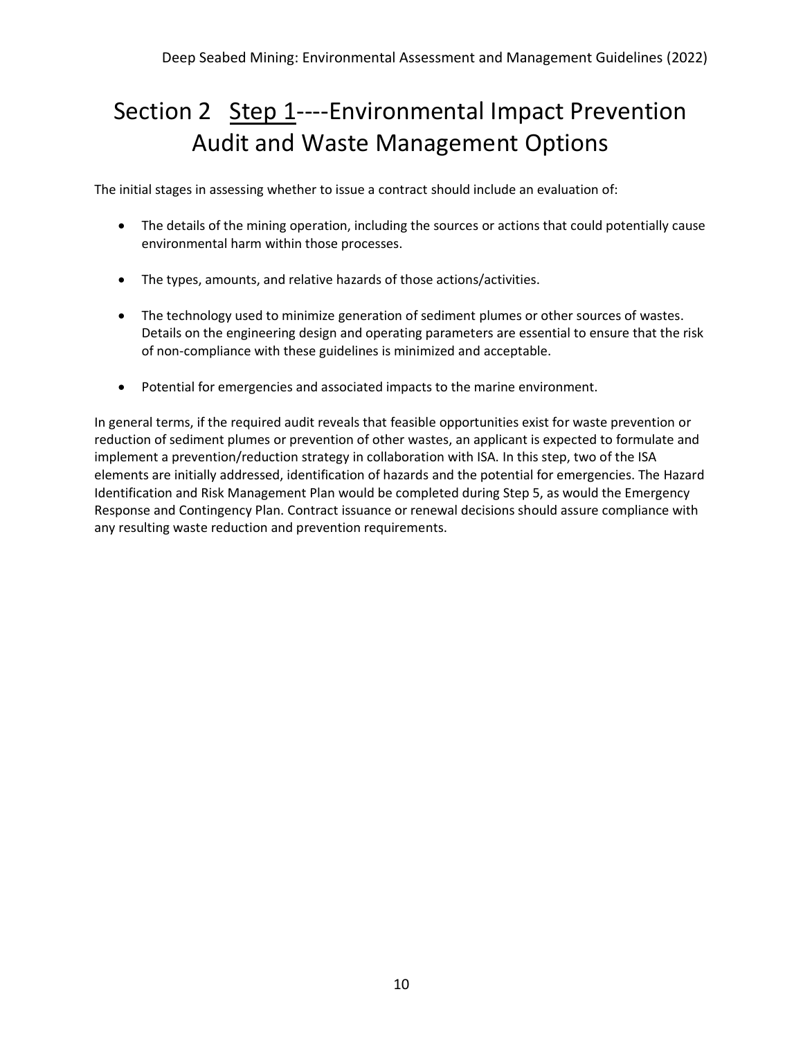# Section 2 Step 1----Environmental Impact Prevention Audit and Waste Management Options

The initial stages in assessing whether to issue a contract should include an evaluation of:

- The details of the mining operation, including the sources or actions that could potentially cause environmental harm within those processes.

- The types, amounts, and relative hazards of those actions/activities.

- The technology used to minimize generation of sediment plumes or other sources of wastes. Details on the engineering design and operating parameters are essential to ensure that the risk of non-compliance with these guidelines is minimized and acceptable.

- Potential for emergencies and associated impacts to the marine environment.

In general terms, if the required audit reveals that feasible opportunities exist for waste prevention or reduction of sediment plumes or prevention of other wastes, an applicant is expected to formulate and implement a prevention/reduction strategy in collaboration with ISA. In this step, two of the ISA elements are initially addressed, identification of hazards and the potential for emergencies. The Hazard Identification and Risk Management Plan would be completed during Step 5, as would the Emergency Response and Contingency Plan. Contract issuance or renewal decisions should assure compliance with any resulting waste reduction and prevention requirements.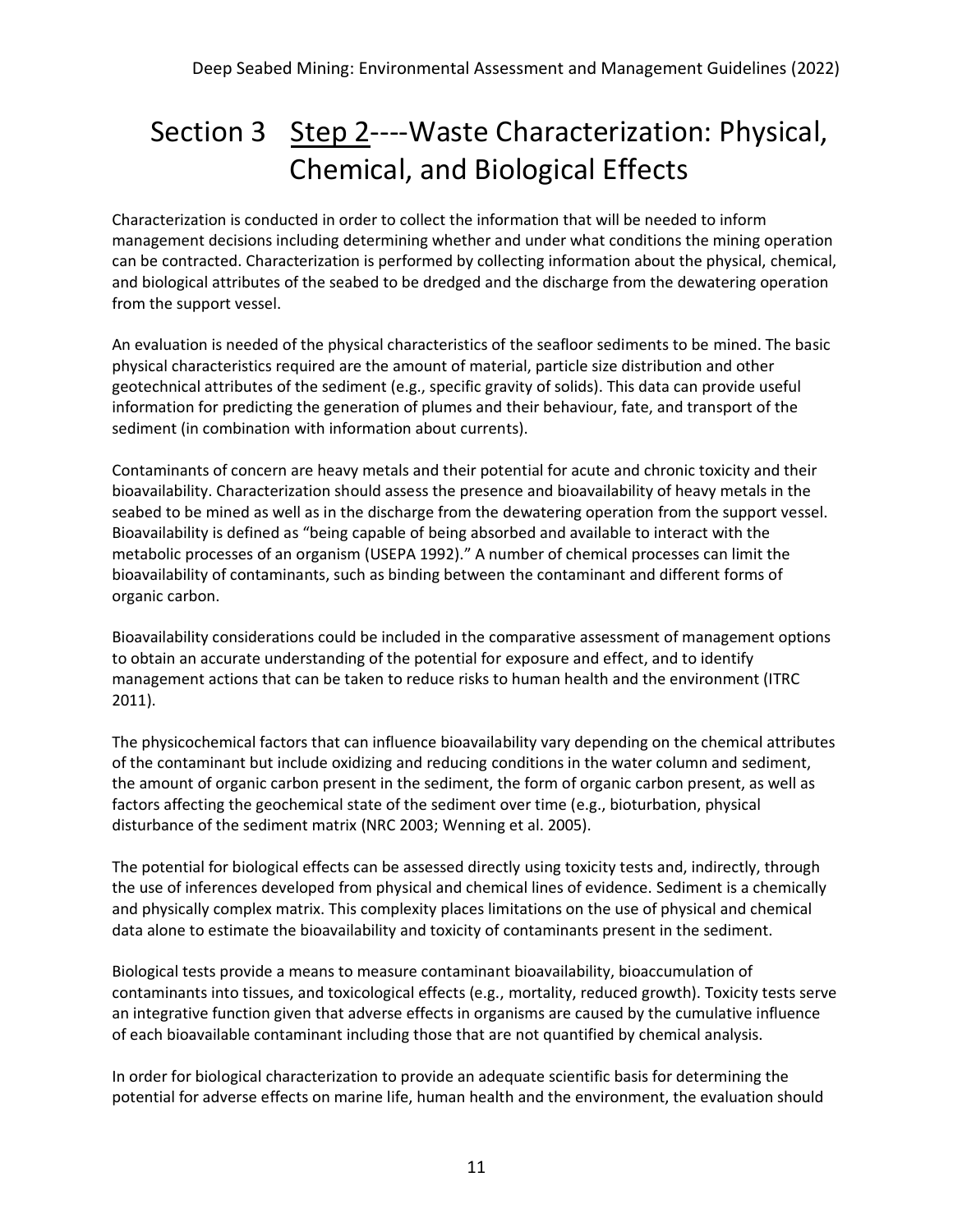# Section 3 Step 2----Waste Characterization: Physical, Chemical, and Biological Effects

Characterization is conducted in order to collect the information that will be needed to inform management decisions including determining whether and under what conditions the mining operation can be contracted. Characterization is performed by collecting information about the physical, chemical, and biological attributes of the seabed to be dredged and the discharge from the dewatering operation from the support vessel.

An evaluation is needed of the physical characteristics of the seafloor sediments to be mined. The basic physical characteristics required are the amount of material, particle size distribution and other geotechnical attributes of the sediment (e.g., specific gravity of solids). This data can provide useful information for predicting the generation of plumes and their behaviour, fate, and transport of the sediment (in combination with information about currents).

Contaminants of concern are heavy metals and their potential for acute and chronic toxicity and their bioavailability. Characterization should assess the presence and bioavailability of heavy metals in the seabed to be mined as well as in the discharge from the dewatering operation from the support vessel. Bioavailability is defined as "being capable of being absorbed and available to interact with the metabolic processes of an organism (USEPA 1992)." A number of chemical processes can limit the bioavailability of contaminants, such as binding between the contaminant and different forms of organic carbon.

Bioavailability considerations could be included in the comparative assessment of management options to obtain an accurate understanding of the potential for exposure and effect, and to identify management actions that can be taken to reduce risks to human health and the environment (ITRC 2011).

The physicochemical factors that can influence bioavailability vary depending on the chemical attributes of the contaminant but include oxidizing and reducing conditions in the water column and sediment, the amount of organic carbon present in the sediment, the form of organic carbon present, as well as factors affecting the geochemical state of the sediment over time (e.g., bioturbation, physical disturbance of the sediment matrix (NRC 2003; Wenning et al. 2005).

The potential for biological effects can be assessed directly using toxicity tests and, indirectly, through the use of inferences developed from physical and chemical lines of evidence. Sediment is a chemically and physically complex matrix. This complexity places limitations on the use of physical and chemical data alone to estimate the bioavailability and toxicity of contaminants present in the sediment.

Biological tests provide a means to measure contaminant bioavailability, bioaccumulation of contaminants into tissues, and toxicological effects (e.g., mortality, reduced growth). Toxicity tests serve an integrative function given that adverse effects in organisms are caused by the cumulative influence of each bioavailable contaminant including those that are not quantified by chemical analysis.

In order for biological characterization to provide an adequate scientific basis for determining the potential for adverse effects on marine life, human health and the environment, the evaluation should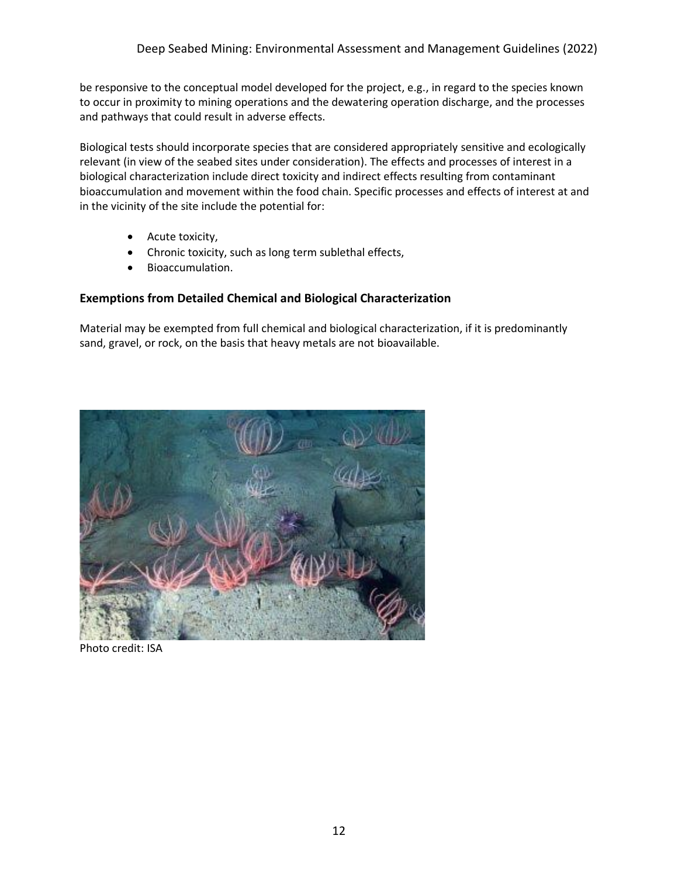be responsive to the conceptual model developed for the project, e.g., in regard to the species known to occur in proximity to mining operations and the dewatering operation discharge, and the processes and pathways that could result in adverse effects.

Biological tests should incorporate species that are considered appropriately sensitive and ecologically relevant (in view of the seabed sites under consideration). The effects and processes of interest in a biological characterization include direct toxicity and indirect effects resulting from contaminant bioaccumulation and movement within the food chain. Specific processes and effects of interest at and in the vicinity of the site include the potential for:

- Acute toxicity,
- Chronic toxicity, such as long term sublethal effects,
- Bioaccumulation.

### Exemptions from Detailed Chemical and Biological Characterization

Material may be exempted from full chemical and biological characterization, if it is predominantly sand, gravel, or rock, on the basis that heavy metals are not bioavailable.

Photo credit: ISA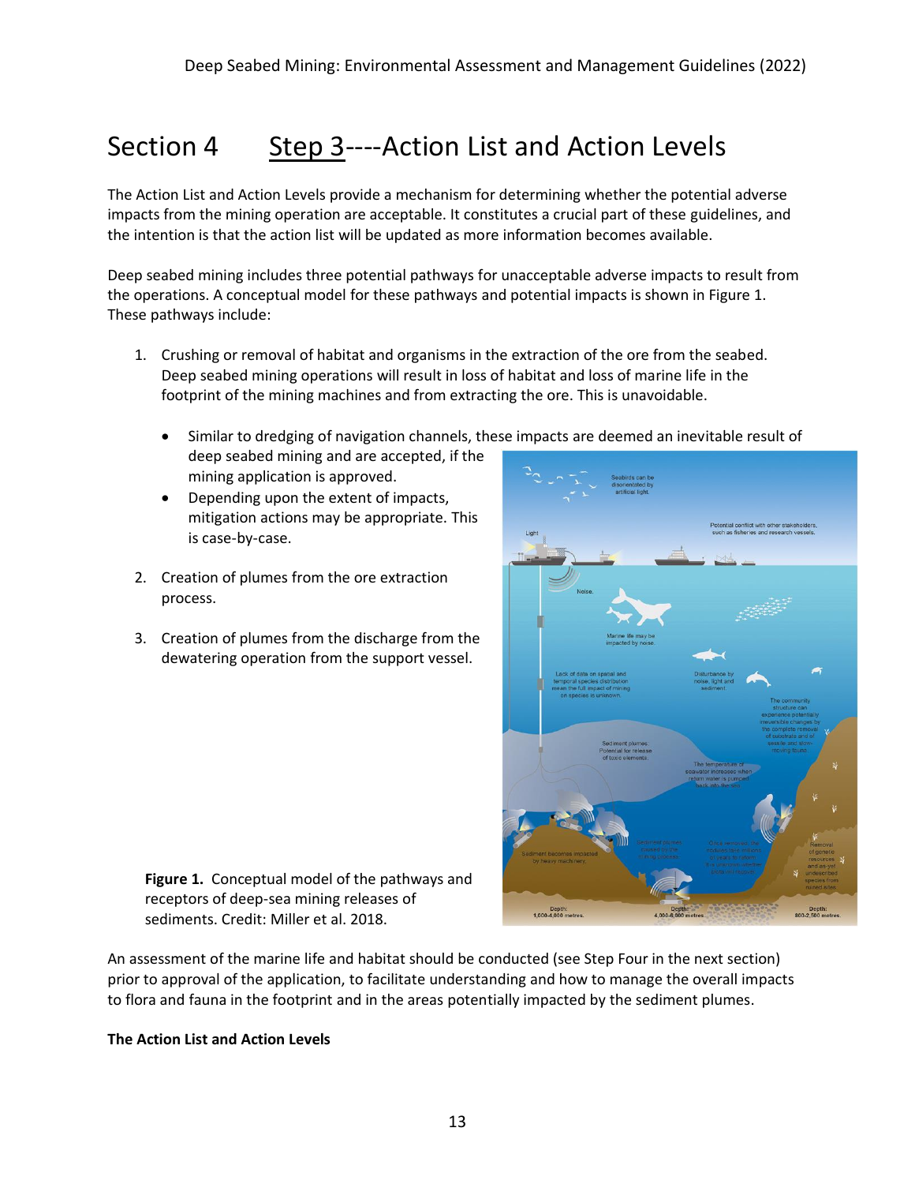# Section 4 Step 3----Action List and Action Levels

The Action List and Action Levels provide a mechanism for determining whether the potential adverse impacts from the mining operation are acceptable. It constitutes a crucial part of these guidelines, and the intention is that the action list will be updated as more information becomes available.

Deep seabed mining includes three potential pathways for unacceptable adverse impacts to result from the operations. A conceptual model for these pathways and potential impacts is shown in Figure 1. These pathways include:

1. Crushing or removal of habitat and organisms in the extraction of the ore from the seabed. Deep seabed mining operations will result in loss of habitat and loss of marine life in the footprint of the mining machines and from extracting the ore. This is unavoidable.
   - Similar to dredging of navigation channels, these impacts are deemed an inevitable result of deep seabed mining and are accepted, if the mining application is approved.
   - Depending upon the extent of impacts, mitigation actions may be appropriate. This is case-by-case.
2. Creation of plumes from the ore extraction process.
3. Creation of plumes from the discharge from the dewatering operation from the support vessel.

**Figure 1.** Conceptual model of the pathways and receptors of deep-sea mining releases of sediments. Credit: Miller et al. 2018.

An assessment of the marine life and habitat should be conducted (see Step Four in the next section) prior to approval of the application, to facilitate understanding and how to manage the overall impacts to flora and fauna in the footprint and in the areas potentially impacted by the sediment plumes.

**The Action List and Action Levels**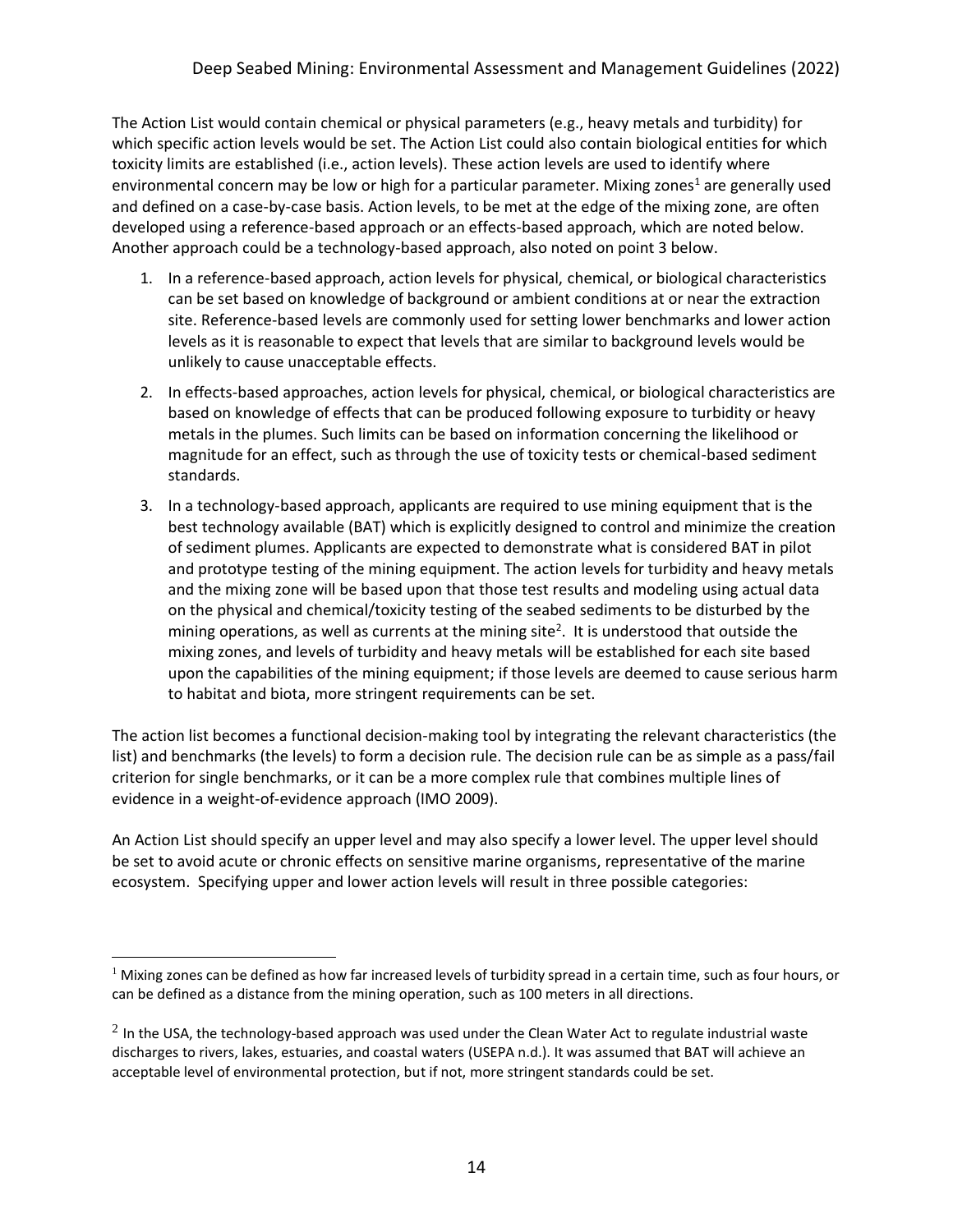The Action List would contain chemical or physical parameters (e.g., heavy metals and turbidity) for which specific action levels would be set. The Action List could also contain biological entities for which toxicity limits are established (i.e., action levels). These action levels are used to identify where environmental concern may be low or high for a particular parameter. Mixing zones[1] are generally used and defined on a case-by-case basis. Action levels, to be met at the edge of the mixing zone, are often developed using a reference-based approach or an effects-based approach, which are noted below. Another approach could be a technology-based approach, also noted on point 3 below.

1. In a reference-based approach, action levels for physical, chemical, or biological characteristics can be set based on knowledge of background or ambient conditions at or near the extraction site. Reference-based levels are commonly used for setting lower benchmarks and lower action levels as it is reasonable to expect that levels that are similar to background levels would be unlikely to cause unacceptable effects.
2. In effects-based approaches, action levels for physical, chemical, or biological characteristics are based on knowledge of effects that can be produced following exposure to turbidity or heavy metals in the plumes. Such limits can be based on information concerning the likelihood or magnitude for an effect, such as through the use of toxicity tests or chemical-based sediment standards.
3. In a technology-based approach, applicants are required to use mining equipment that is the best technology available (BAT) which is explicitly designed to control and minimize the creation of sediment plumes. Applicants are expected to demonstrate what is considered BAT in pilot and prototype testing of the mining equipment. The action levels for turbidity and heavy metals and the mixing zone will be based upon that those test results and modeling using actual data on the physical and chemical/toxicity testing of the seabed sediments to be disturbed by the mining operations, as well as currents at the mining site[2]. It is understood that outside the mixing zones, and levels of turbidity and heavy metals will be established for each site based upon the capabilities of the mining equipment; if those levels are deemed to cause serious harm to habitat and biota, more stringent requirements can be set.

The action list becomes a functional decision-making tool by integrating the relevant characteristics (the list) and benchmarks (the levels) to form a decision rule. The decision rule can be as simple as a pass/fail criterion for single benchmarks, or it can be a more complex rule that combines multiple lines of evidence in a weight-of-evidence approach (IMO 2009).

An Action List should specify an upper level and may also specify a lower level. The upper level should be set to avoid acute or chronic effects on sensitive marine organisms, representative of the marine ecosystem. Specifying upper and lower action levels will result in three possible categories:

---

[1] Mixing zones can be defined as how far increased levels of turbidity spread in a certain time, such as four hours, or can be defined as a distance from the mining operation, such as 100 meters in all directions.

[2] In the USA, the technology-based approach was used under the Clean Water Act to regulate industrial waste discharges to rivers, lakes, estuaries, and coastal waters (USEPA n.d.). It was assumed that BAT will achieve an acceptable level of environmental protection, but if not, more stringent standards could be set.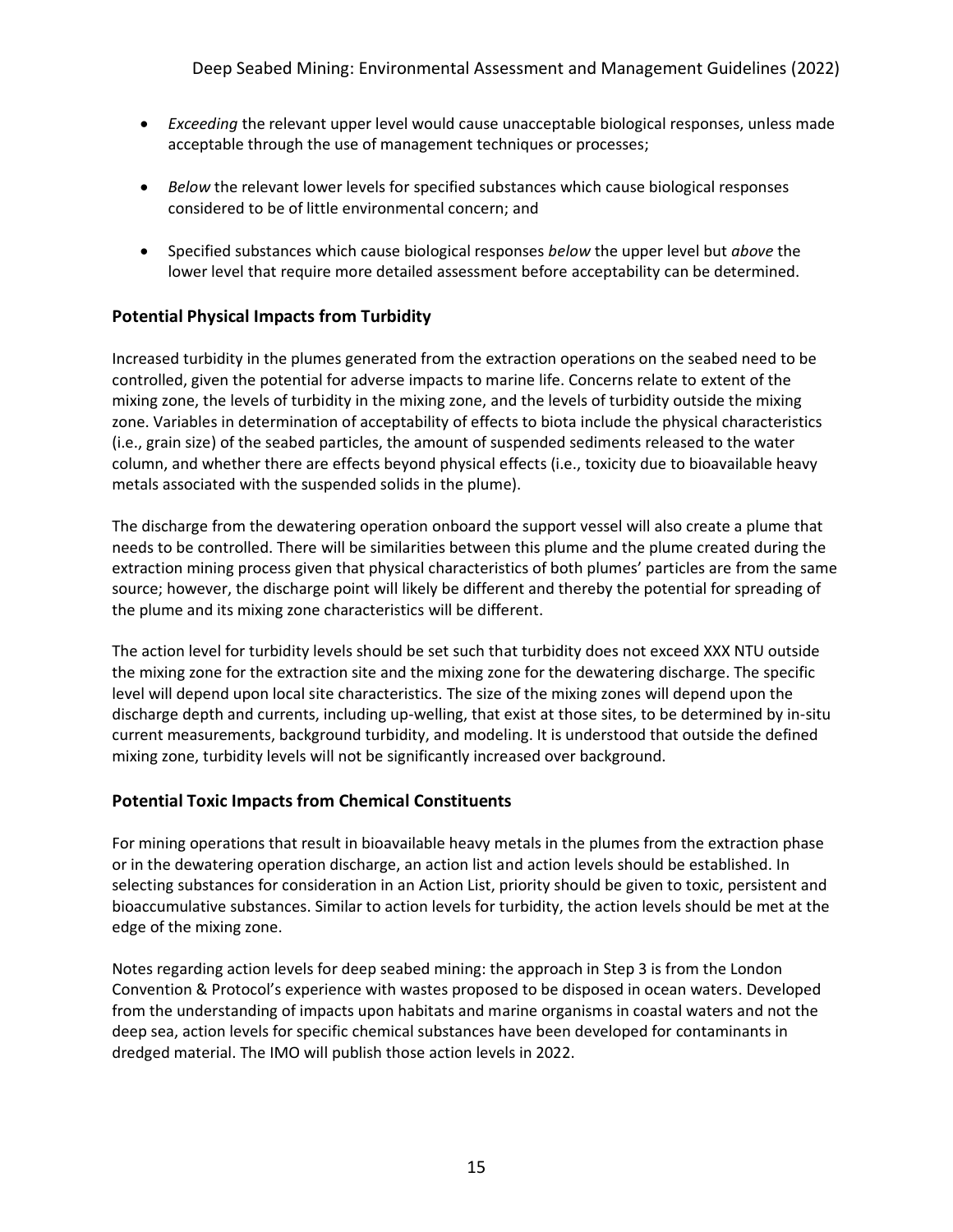- *Exceeding* the relevant upper level would cause unacceptable biological responses, unless made acceptable through the use of management techniques or processes;

- *Below* the relevant lower levels for specified substances which cause biological responses considered to be of little environmental concern; and

- Specified substances which cause biological responses *below* the upper level but *above* the lower level that require more detailed assessment before acceptability can be determined.

### Potential Physical Impacts from Turbidity

Increased turbidity in the plumes generated from the extraction operations on the seabed need to be controlled, given the potential for adverse impacts to marine life. Concerns relate to extent of the mixing zone, the levels of turbidity in the mixing zone, and the levels of turbidity outside the mixing zone. Variables in determination of acceptability of effects to biota include the physical characteristics (i.e., grain size) of the seabed particles, the amount of suspended sediments released to the water column, and whether there are effects beyond physical effects (i.e., toxicity due to bioavailable heavy metals associated with the suspended solids in the plume).

The discharge from the dewatering operation onboard the support vessel will also create a plume that needs to be controlled. There will be similarities between this plume and the plume created during the extraction mining process given that physical characteristics of both plumes' particles are from the same source; however, the discharge point will likely be different and thereby the potential for spreading of the plume and its mixing zone characteristics will be different.

The action level for turbidity levels should be set such that turbidity does not exceed XXX NTU outside the mixing zone for the extraction site and the mixing zone for the dewatering discharge. The specific level will depend upon local site characteristics. The size of the mixing zones will depend upon the discharge depth and currents, including up-welling, that exist at those sites, to be determined by in-situ current measurements, background turbidity, and modeling. It is understood that outside the defined mixing zone, turbidity levels will not be significantly increased over background.

### Potential Toxic Impacts from Chemical Constituents

For mining operations that result in bioavailable heavy metals in the plumes from the extraction phase or in the dewatering operation discharge, an action list and action levels should be established. In selecting substances for consideration in an Action List, priority should be given to toxic, persistent and bioaccumulative substances. Similar to action levels for turbidity, the action levels should be met at the edge of the mixing zone.

Notes regarding action levels for deep seabed mining: the approach in Step 3 is from the London Convention & Protocol's experience with wastes proposed to be disposed in ocean waters. Developed from the understanding of impacts upon habitats and marine organisms in coastal waters and not the deep sea, action levels for specific chemical substances have been developed for contaminants in dredged material. The IMO will publish those action levels in 2022.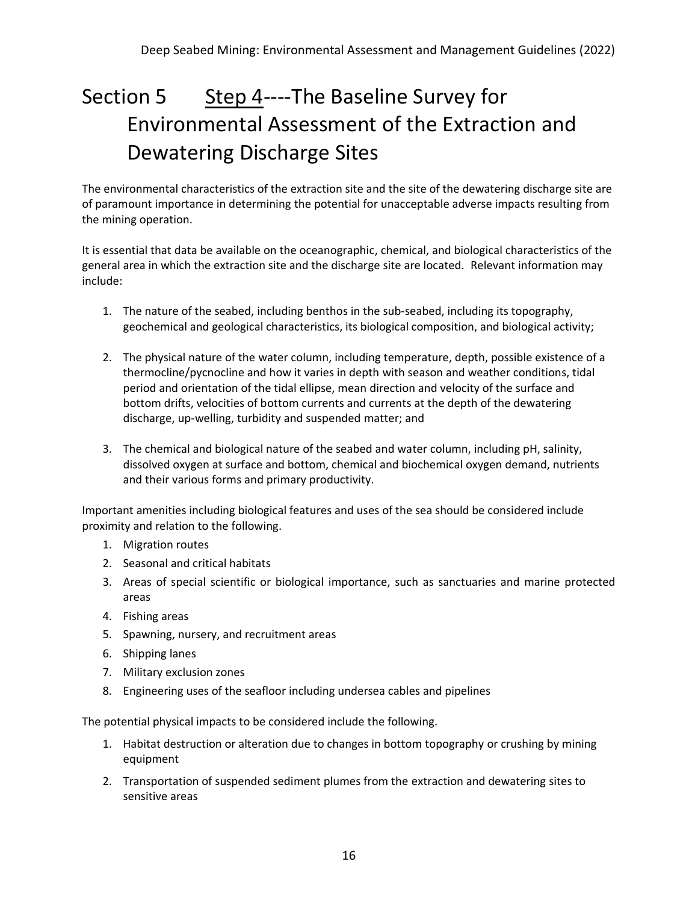# Section 5 Step 4----The Baseline Survey for Environmental Assessment of the Extraction and Dewatering Discharge Sites

The environmental characteristics of the extraction site and the site of the dewatering discharge site are of paramount importance in determining the potential for unacceptable adverse impacts resulting from the mining operation.

It is essential that data be available on the oceanographic, chemical, and biological characteristics of the general area in which the extraction site and the discharge site are located. Relevant information may include:

1. The nature of the seabed, including benthos in the sub-seabed, including its topography, geochemical and geological characteristics, its biological composition, and biological activity;

2. The physical nature of the water column, including temperature, depth, possible existence of a thermocline/pycnocline and how it varies in depth with season and weather conditions, tidal period and orientation of the tidal ellipse, mean direction and velocity of the surface and bottom drifts, velocities of bottom currents and currents at the depth of the dewatering discharge, up-welling, turbidity and suspended matter; and

3. The chemical and biological nature of the seabed and water column, including pH, salinity, dissolved oxygen at surface and bottom, chemical and biochemical oxygen demand, nutrients and their various forms and primary productivity.

Important amenities including biological features and uses of the sea should be considered include proximity and relation to the following.

1. Migration routes
2. Seasonal and critical habitats
3. Areas of special scientific or biological importance, such as sanctuaries and marine protected areas
4. Fishing areas
5. Spawning, nursery, and recruitment areas
6. Shipping lanes
7. Military exclusion zones
8. Engineering uses of the seafloor including undersea cables and pipelines

The potential physical impacts to be considered include the following.

1. Habitat destruction or alteration due to changes in bottom topography or crushing by mining equipment

2. Transportation of suspended sediment plumes from the extraction and dewatering sites to sensitive areas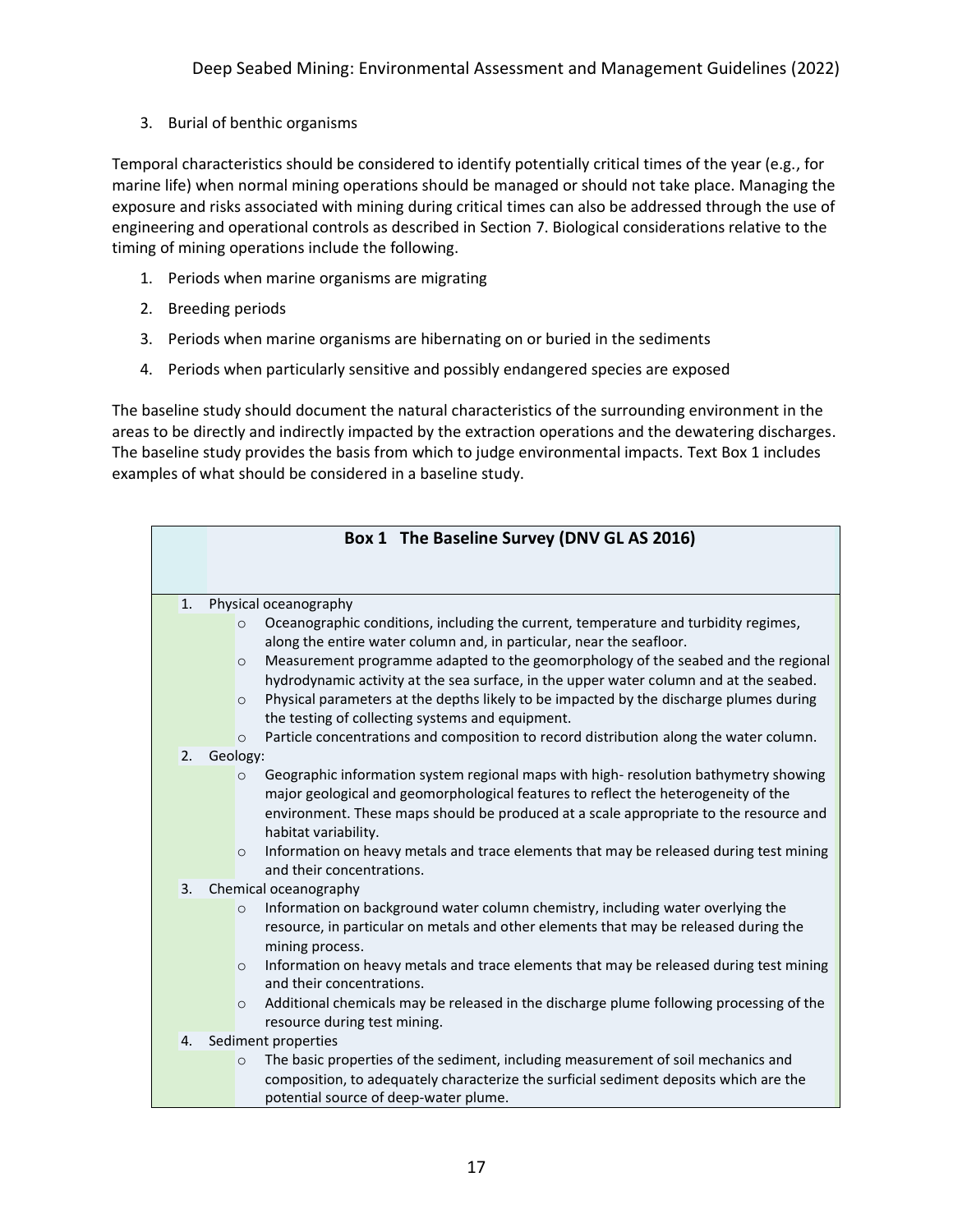3. Burial of benthic organisms

Temporal characteristics should be considered to identify potentially critical times of the year (e.g., for marine life) when normal mining operations should be managed or should not take place. Managing the exposure and risks associated with mining during critical times can also be addressed through the use of engineering and operational controls as described in Section 7. Biological considerations relative to the timing of mining operations include the following.

1. Periods when marine organisms are migrating
2. Breeding periods
3. Periods when marine organisms are hibernating on or buried in the sediments
4. Periods when particularly sensitive and possibly endangered species are exposed

The baseline study should document the natural characteristics of the surrounding environment in the areas to be directly and indirectly impacted by the extraction operations and the dewatering discharges. The baseline study provides the basis from which to judge environmental impacts. Text Box 1 includes examples of what should be considered in a baseline study.

**Box 1 The Baseline Survey (DNV GL AS 2016)**

1. Physical oceanography
   - Oceanographic conditions, including the current, temperature and turbidity regimes, along the entire water column and, in particular, near the seafloor.
   - Measurement programme adapted to the geomorphology of the seabed and the regional hydrodynamic activity at the sea surface, in the upper water column and at the seabed.
   - Physical parameters at the depths likely to be impacted by the discharge plumes during the testing of collecting systems and equipment.
   - Particle concentrations and composition to record distribution along the water column.
2. Geology:
   - Geographic information system regional maps with high- resolution bathymetry showing major geological and geomorphological features to reflect the heterogeneity of the environment. These maps should be produced at a scale appropriate to the resource and habitat variability.
   - Information on heavy metals and trace elements that may be released during test mining and their concentrations.
3. Chemical oceanography
   - Information on background water column chemistry, including water overlying the resource, in particular on metals and other elements that may be released during the mining process.
   - Information on heavy metals and trace elements that may be released during test mining and their concentrations.
   - Additional chemicals may be released in the discharge plume following processing of the resource during test mining.
4. Sediment properties
   - The basic properties of the sediment, including measurement of soil mechanics and composition, to adequately characterize the surficial sediment deposits which are the potential source of deep-water plume.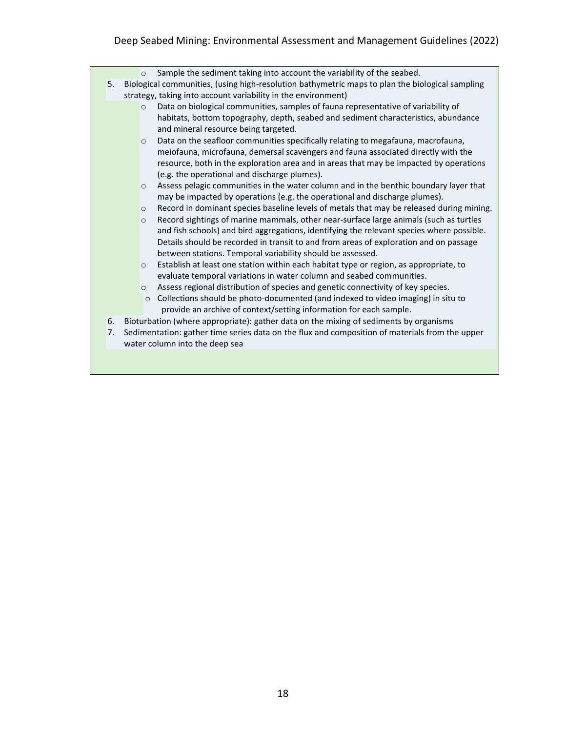- Sample the sediment taking into account the variability of the seabed.

5. Biological communities, (using high-resolution bathymetric maps to plan the biological sampling strategy, taking into account variability in the environment)
   - Data on biological communities, samples of fauna representative of variability of habitats, bottom topography, depth, seabed and sediment characteristics, abundance and mineral resource being targeted.
   - Data on the seafloor communities specifically relating to megafauna, macrofauna, meiofauna, microfauna, demersal scavengers and fauna associated directly with the resource, both in the exploration area and in areas that may be impacted by operations (e.g. the operational and discharge plumes).
   - Assess pelagic communities in the water column and in the benthic boundary layer that may be impacted by operations (e.g. the operational and discharge plumes).
   - Record in dominant species baseline levels of metals that may be released during mining.
   - Record sightings of marine mammals, other near-surface large animals (such as turtles and fish schools) and bird aggregations, identifying the relevant species where possible. Details should be recorded in transit to and from areas of exploration and on passage between stations. Temporal variability should be assessed.
   - Establish at least one station within each habitat type or region, as appropriate, to evaluate temporal variations in water column and seabed communities.
   - Assess regional distribution of species and genetic connectivity of key species.
   - Collections should be photo-documented (and indexed to video imaging) in situ to provide an archive of context/setting information for each sample.
6. Bioturbation (where appropriate): gather data on the mixing of sediments by organisms
7. Sedimentation: gather time series data on the flux and composition of materials from the upper water column into the deep sea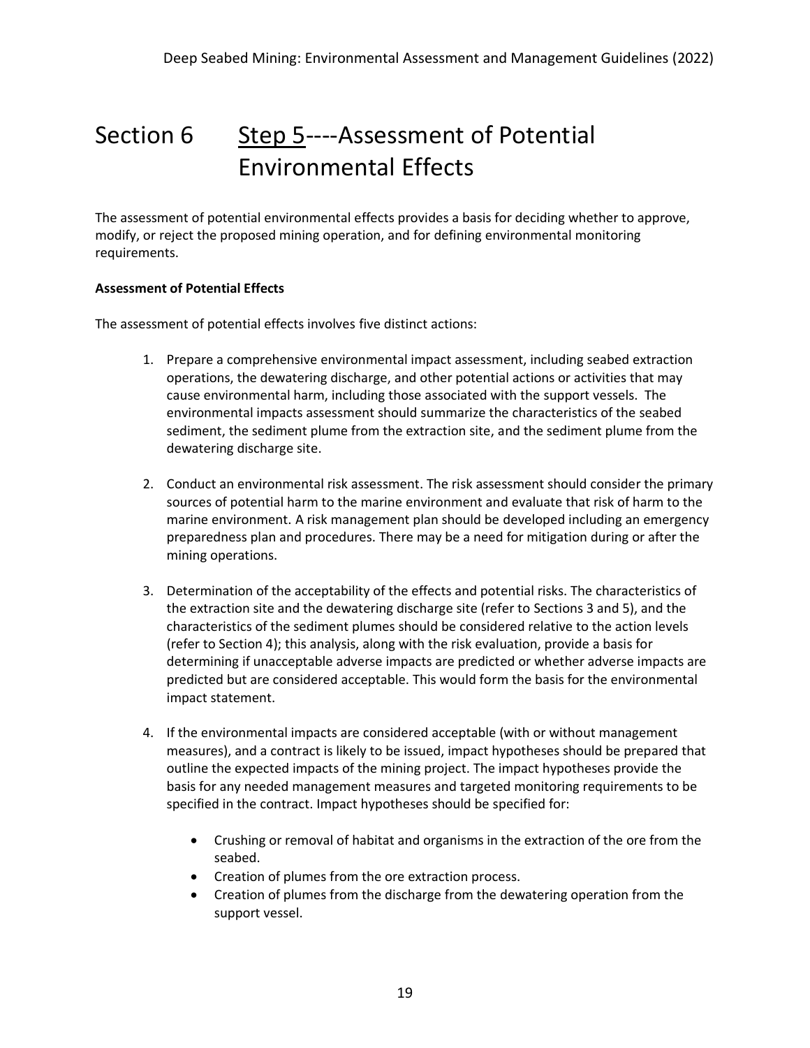# Section 6 Step 5----Assessment of Potential Environmental Effects

The assessment of potential environmental effects provides a basis for deciding whether to approve, modify, or reject the proposed mining operation, and for defining environmental monitoring requirements.

**Assessment of Potential Effects**

The assessment of potential effects involves five distinct actions:

1. Prepare a comprehensive environmental impact assessment, including seabed extraction operations, the dewatering discharge, and other potential actions or activities that may cause environmental harm, including those associated with the support vessels. The environmental impacts assessment should summarize the characteristics of the seabed sediment, the sediment plume from the extraction site, and the sediment plume from the dewatering discharge site.

2. Conduct an environmental risk assessment. The risk assessment should consider the primary sources of potential harm to the marine environment and evaluate that risk of harm to the marine environment. A risk management plan should be developed including an emergency preparedness plan and procedures. There may be a need for mitigation during or after the mining operations.

3. Determination of the acceptability of the effects and potential risks. The characteristics of the extraction site and the dewatering discharge site (refer to Sections 3 and 5), and the characteristics of the sediment plumes should be considered relative to the action levels (refer to Section 4); this analysis, along with the risk evaluation, provide a basis for determining if unacceptable adverse impacts are predicted or whether adverse impacts are predicted but are considered acceptable. This would form the basis for the environmental impact statement.

4. If the environmental impacts are considered acceptable (with or without management measures), and a contract is likely to be issued, impact hypotheses should be prepared that outline the expected impacts of the mining project. The impact hypotheses provide the basis for any needed management measures and targeted monitoring requirements to be specified in the contract. Impact hypotheses should be specified for:

    - Crushing or removal of habitat and organisms in the extraction of the ore from the seabed.
    - Creation of plumes from the ore extraction process.
    - Creation of plumes from the discharge from the dewatering operation from the support vessel.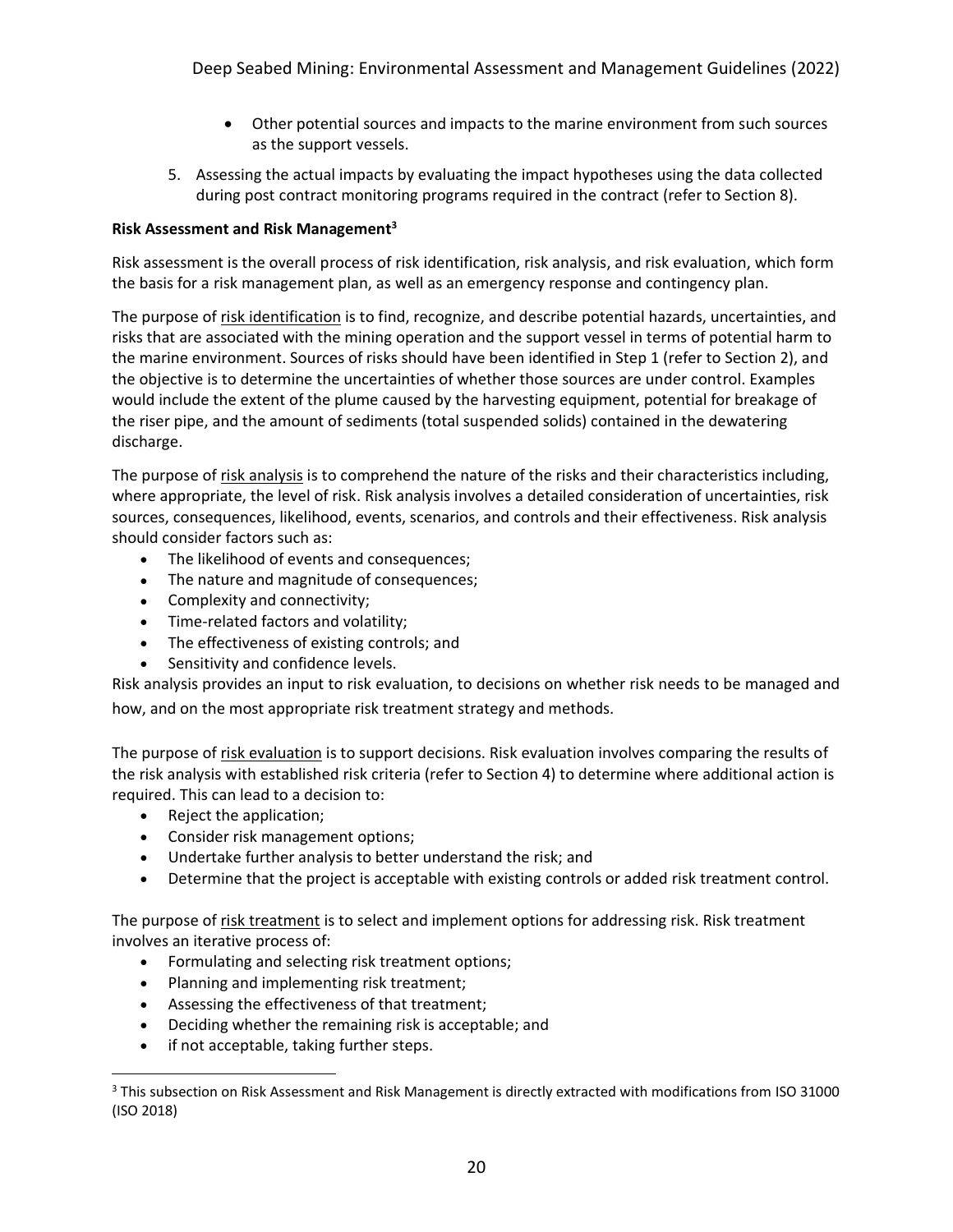- Other potential sources and impacts to the marine environment from such sources as the support vessels.
5. Assessing the actual impacts by evaluating the impact hypotheses using the data collected during post contract monitoring programs required in the contract (refer to Section 8).

**Risk Assessment and Risk Management[3]**

Risk assessment is the overall process of risk identification, risk analysis, and risk evaluation, which form the basis for a risk management plan, as well as an emergency response and contingency plan.

The purpose of risk identification is to find, recognize, and describe potential hazards, uncertainties, and risks that are associated with the mining operation and the support vessel in terms of potential harm to the marine environment. Sources of risks should have been identified in Step 1 (refer to Section 2), and the objective is to determine the uncertainties of whether those sources are under control. Examples would include the extent of the plume caused by the harvesting equipment, potential for breakage of the riser pipe, and the amount of sediments (total suspended solids) contained in the dewatering discharge.

The purpose of risk analysis is to comprehend the nature of the risks and their characteristics including, where appropriate, the level of risk. Risk analysis involves a detailed consideration of uncertainties, risk sources, consequences, likelihood, events, scenarios, and controls and their effectiveness. Risk analysis should consider factors such as:

- The likelihood of events and consequences;
- The nature and magnitude of consequences;
- Complexity and connectivity;
- Time-related factors and volatility;
- The effectiveness of existing controls; and
- Sensitivity and confidence levels.

Risk analysis provides an input to risk evaluation, to decisions on whether risk needs to be managed and how, and on the most appropriate risk treatment strategy and methods.

The purpose of risk evaluation is to support decisions. Risk evaluation involves comparing the results of the risk analysis with established risk criteria (refer to Section 4) to determine where additional action is required. This can lead to a decision to:

- Reject the application;
- Consider risk management options;
- Undertake further analysis to better understand the risk; and
- Determine that the project is acceptable with existing controls or added risk treatment control.

The purpose of risk treatment is to select and implement options for addressing risk. Risk treatment involves an iterative process of:

- Formulating and selecting risk treatment options;
- Planning and implementing risk treatment;
- Assessing the effectiveness of that treatment;
- Deciding whether the remaining risk is acceptable; and
- if not acceptable, taking further steps.

[3] This subsection on Risk Assessment and Risk Management is directly extracted with modifications from ISO 31000 (ISO 2018)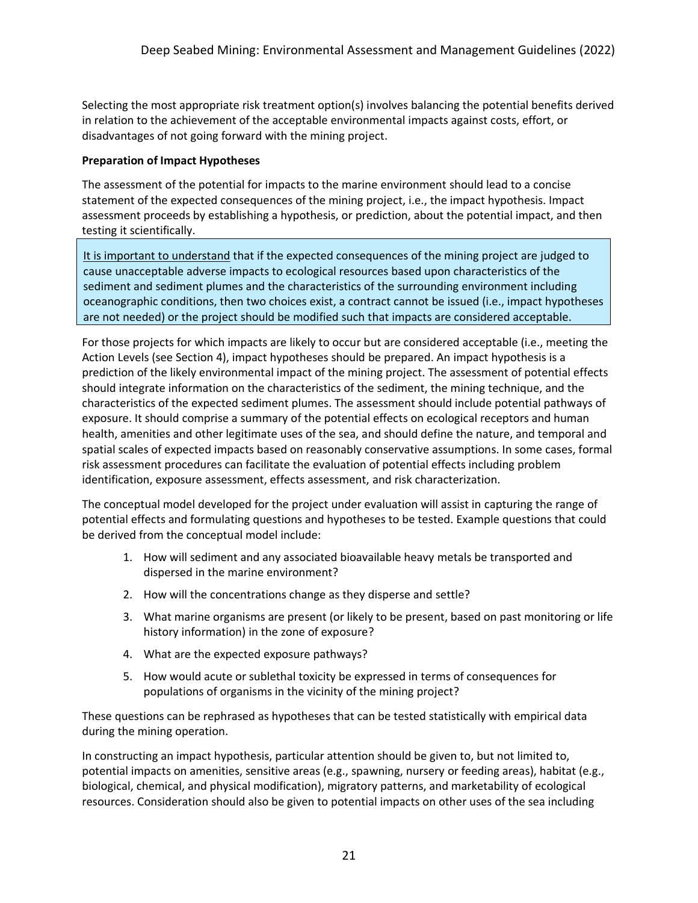Selecting the most appropriate risk treatment option(s) involves balancing the potential benefits derived in relation to the achievement of the acceptable environmental impacts against costs, effort, or disadvantages of not going forward with the mining project.

**Preparation of Impact Hypotheses**

The assessment of the potential for impacts to the marine environment should lead to a concise statement of the expected consequences of the mining project, i.e., the impact hypothesis. Impact assessment proceeds by establishing a hypothesis, or prediction, about the potential impact, and then testing it scientifically.

> <u>It is important to understand</u> that if the expected consequences of the mining project are judged to cause unacceptable adverse impacts to ecological resources based upon characteristics of the sediment and sediment plumes and the characteristics of the surrounding environment including oceanographic conditions, then two choices exist, a contract cannot be issued (i.e., impact hypotheses are not needed) or the project should be modified such that impacts are considered acceptable.

For those projects for which impacts are likely to occur but are considered acceptable (i.e., meeting the Action Levels (see Section 4), impact hypotheses should be prepared. An impact hypothesis is a prediction of the likely environmental impact of the mining project. The assessment of potential effects should integrate information on the characteristics of the sediment, the mining technique, and the characteristics of the expected sediment plumes. The assessment should include potential pathways of exposure. It should comprise a summary of the potential effects on ecological receptors and human health, amenities and other legitimate uses of the sea, and should define the nature, and temporal and spatial scales of expected impacts based on reasonably conservative assumptions. In some cases, formal risk assessment procedures can facilitate the evaluation of potential effects including problem identification, exposure assessment, effects assessment, and risk characterization.

The conceptual model developed for the project under evaluation will assist in capturing the range of potential effects and formulating questions and hypotheses to be tested. Example questions that could be derived from the conceptual model include:

1. How will sediment and any associated bioavailable heavy metals be transported and dispersed in the marine environment?
2. How will the concentrations change as they disperse and settle?
3. What marine organisms are present (or likely to be present, based on past monitoring or life history information) in the zone of exposure?
4. What are the expected exposure pathways?
5. How would acute or sublethal toxicity be expressed in terms of consequences for populations of organisms in the vicinity of the mining project?

These questions can be rephrased as hypotheses that can be tested statistically with empirical data during the mining operation.

In constructing an impact hypothesis, particular attention should be given to, but not limited to, potential impacts on amenities, sensitive areas (e.g., spawning, nursery or feeding areas), habitat (e.g., biological, chemical, and physical modification), migratory patterns, and marketability of ecological resources. Consideration should also be given to potential impacts on other uses of the sea including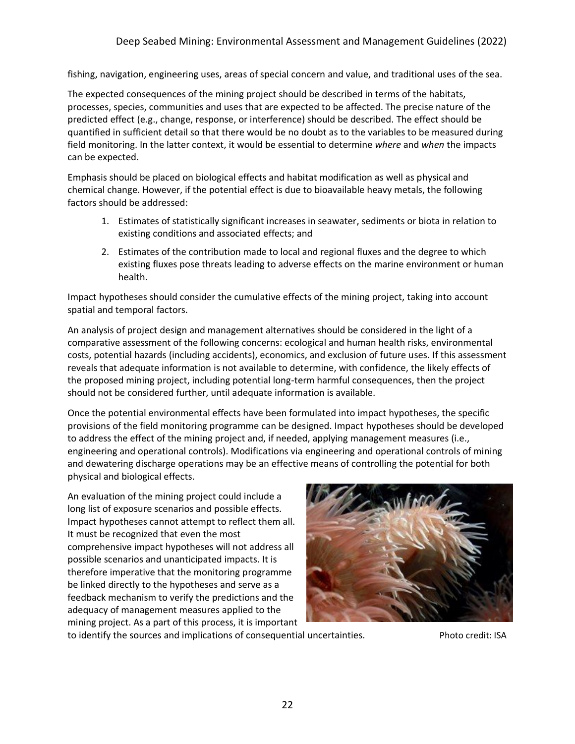fishing, navigation, engineering uses, areas of special concern and value, and traditional uses of the sea.

The expected consequences of the mining project should be described in terms of the habitats, processes, species, communities and uses that are expected to be affected. The precise nature of the predicted effect (e.g., change, response, or interference) should be described. The effect should be quantified in sufficient detail so that there would be no doubt as to the variables to be measured during field monitoring. In the latter context, it would be essential to determine *where* and *when* the impacts can be expected.

Emphasis should be placed on biological effects and habitat modification as well as physical and chemical change. However, if the potential effect is due to bioavailable heavy metals, the following factors should be addressed:

1. Estimates of statistically significant increases in seawater, sediments or biota in relation to existing conditions and associated effects; and
2. Estimates of the contribution made to local and regional fluxes and the degree to which existing fluxes pose threats leading to adverse effects on the marine environment or human health.

Impact hypotheses should consider the cumulative effects of the mining project, taking into account spatial and temporal factors.

An analysis of project design and management alternatives should be considered in the light of a comparative assessment of the following concerns: ecological and human health risks, environmental costs, potential hazards (including accidents), economics, and exclusion of future uses. If this assessment reveals that adequate information is not available to determine, with confidence, the likely effects of the proposed mining project, including potential long-term harmful consequences, then the project should not be considered further, until adequate information is available.

Once the potential environmental effects have been formulated into impact hypotheses, the specific provisions of the field monitoring programme can be designed. Impact hypotheses should be developed to address the effect of the mining project and, if needed, applying management measures (i.e., engineering and operational controls). Modifications via engineering and operational controls of mining and dewatering discharge operations may be an effective means of controlling the potential for both physical and biological effects.

An evaluation of the mining project could include a long list of exposure scenarios and possible effects. Impact hypotheses cannot attempt to reflect them all. It must be recognized that even the most comprehensive impact hypotheses will not address all possible scenarios and unanticipated impacts. It is therefore imperative that the monitoring programme be linked directly to the hypotheses and serve as a feedback mechanism to verify the predictions and the adequacy of management measures applied to the mining project. As a part of this process, it is important to identify the sources and implications of consequential uncertainties.

Photo credit: ISA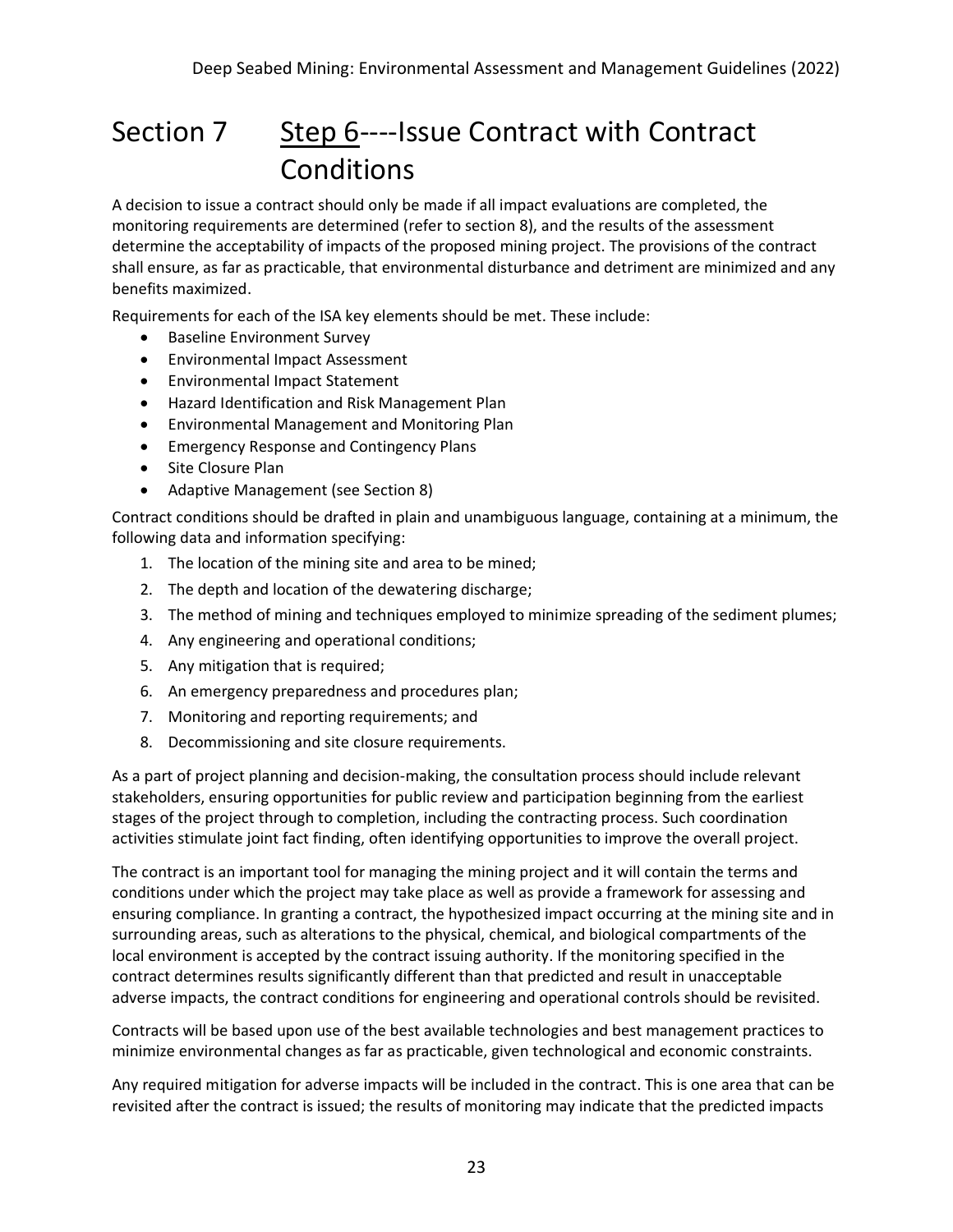# Section 7 Step 6----Issue Contract with Contract Conditions

A decision to issue a contract should only be made if all impact evaluations are completed, the monitoring requirements are determined (refer to section 8), and the results of the assessment determine the acceptability of impacts of the proposed mining project. The provisions of the contract shall ensure, as far as practicable, that environmental disturbance and detriment are minimized and any benefits maximized.

Requirements for each of the ISA key elements should be met. These include:

- Baseline Environment Survey
- Environmental Impact Assessment
- Environmental Impact Statement
- Hazard Identification and Risk Management Plan
- Environmental Management and Monitoring Plan
- Emergency Response and Contingency Plans
- Site Closure Plan
- Adaptive Management (see Section 8)

Contract conditions should be drafted in plain and unambiguous language, containing at a minimum, the following data and information specifying:

1. The location of the mining site and area to be mined;
2. The depth and location of the dewatering discharge;
3. The method of mining and techniques employed to minimize spreading of the sediment plumes;
4. Any engineering and operational conditions;
5. Any mitigation that is required;
6. An emergency preparedness and procedures plan;
7. Monitoring and reporting requirements; and
8. Decommissioning and site closure requirements.

As a part of project planning and decision-making, the consultation process should include relevant stakeholders, ensuring opportunities for public review and participation beginning from the earliest stages of the project through to completion, including the contracting process. Such coordination activities stimulate joint fact finding, often identifying opportunities to improve the overall project.

The contract is an important tool for managing the mining project and it will contain the terms and conditions under which the project may take place as well as provide a framework for assessing and ensuring compliance. In granting a contract, the hypothesized impact occurring at the mining site and in surrounding areas, such as alterations to the physical, chemical, and biological compartments of the local environment is accepted by the contract issuing authority. If the monitoring specified in the contract determines results significantly different than that predicted and result in unacceptable adverse impacts, the contract conditions for engineering and operational controls should be revisited.

Contracts will be based upon use of the best available technologies and best management practices to minimize environmental changes as far as practicable, given technological and economic constraints.

Any required mitigation for adverse impacts will be included in the contract. This is one area that can be revisited after the contract is issued; the results of monitoring may indicate that the predicted impacts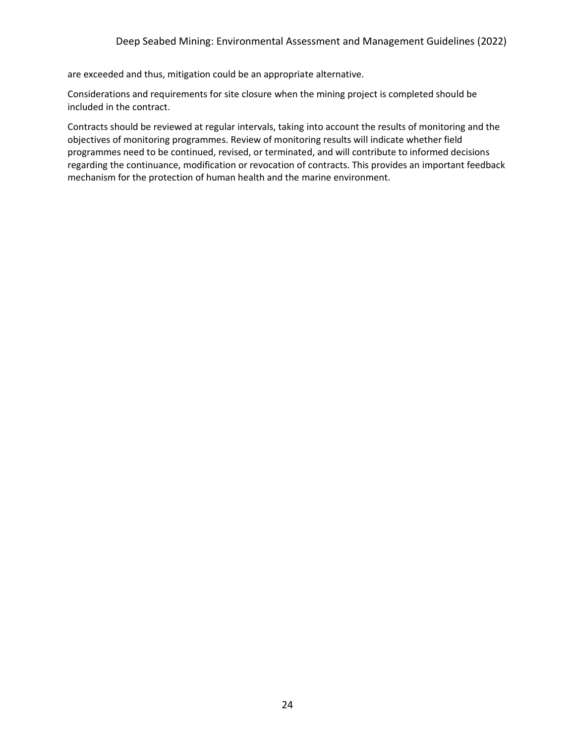are exceeded and thus, mitigation could be an appropriate alternative.

Considerations and requirements for site closure when the mining project is completed should be included in the contract.

Contracts should be reviewed at regular intervals, taking into account the results of monitoring and the objectives of monitoring programmes. Review of monitoring results will indicate whether field programmes need to be continued, revised, or terminated, and will contribute to informed decisions regarding the continuance, modification or revocation of contracts. This provides an important feedback mechanism for the protection of human health and the marine environment.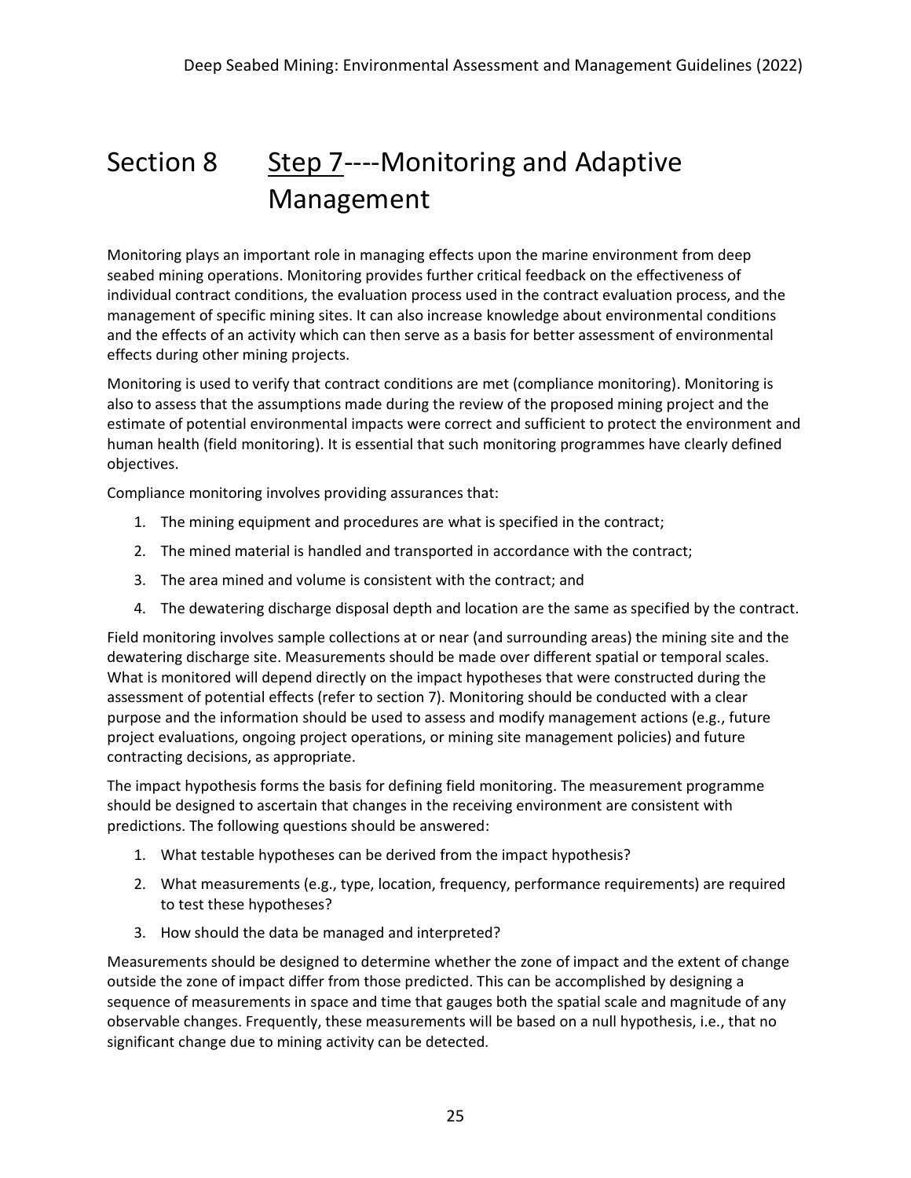# Section 8 Step 7----Monitoring and Adaptive Management

Monitoring plays an important role in managing effects upon the marine environment from deep seabed mining operations. Monitoring provides further critical feedback on the effectiveness of individual contract conditions, the evaluation process used in the contract evaluation process, and the management of specific mining sites. It can also increase knowledge about environmental conditions and the effects of an activity which can then serve as a basis for better assessment of environmental effects during other mining projects.

Monitoring is used to verify that contract conditions are met (compliance monitoring). Monitoring is also to assess that the assumptions made during the review of the proposed mining project and the estimate of potential environmental impacts were correct and sufficient to protect the environment and human health (field monitoring). It is essential that such monitoring programmes have clearly defined objectives.

Compliance monitoring involves providing assurances that:

1. The mining equipment and procedures are what is specified in the contract;
2. The mined material is handled and transported in accordance with the contract;
3. The area mined and volume is consistent with the contract; and
4. The dewatering discharge disposal depth and location are the same as specified by the contract.

Field monitoring involves sample collections at or near (and surrounding areas) the mining site and the dewatering discharge site. Measurements should be made over different spatial or temporal scales. What is monitored will depend directly on the impact hypotheses that were constructed during the assessment of potential effects (refer to section 7). Monitoring should be conducted with a clear purpose and the information should be used to assess and modify management actions (e.g., future project evaluations, ongoing project operations, or mining site management policies) and future contracting decisions, as appropriate.

The impact hypothesis forms the basis for defining field monitoring. The measurement programme should be designed to ascertain that changes in the receiving environment are consistent with predictions. The following questions should be answered:

1. What testable hypotheses can be derived from the impact hypothesis?
2. What measurements (e.g., type, location, frequency, performance requirements) are required to test these hypotheses?
3. How should the data be managed and interpreted?

Measurements should be designed to determine whether the zone of impact and the extent of change outside the zone of impact differ from those predicted. This can be accomplished by designing a sequence of measurements in space and time that gauges both the spatial scale and magnitude of any observable changes. Frequently, these measurements will be based on a null hypothesis, i.e., that no significant change due to mining activity can be detected.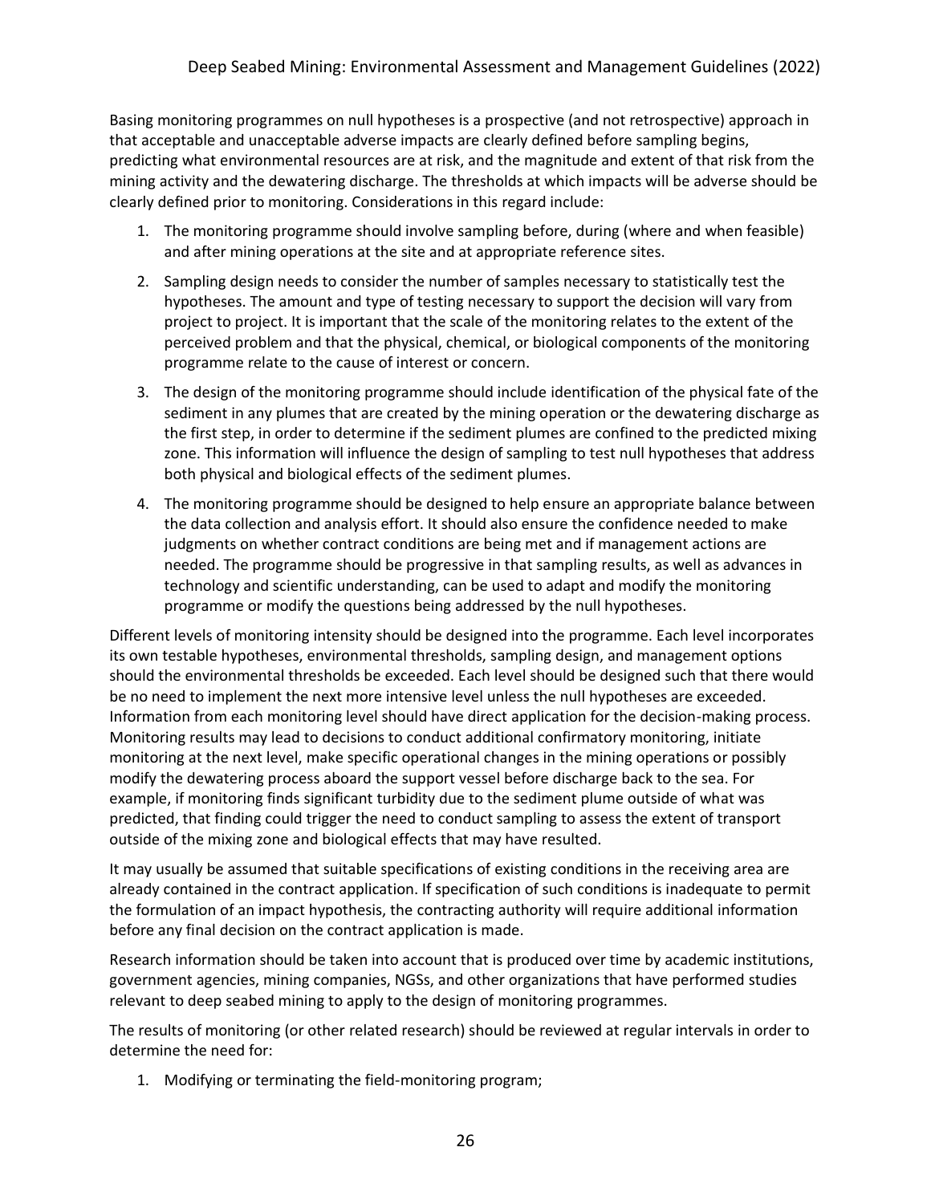Basing monitoring programmes on null hypotheses is a prospective (and not retrospective) approach in that acceptable and unacceptable adverse impacts are clearly defined before sampling begins, predicting what environmental resources are at risk, and the magnitude and extent of that risk from the mining activity and the dewatering discharge. The thresholds at which impacts will be adverse should be clearly defined prior to monitoring. Considerations in this regard include:

1. The monitoring programme should involve sampling before, during (where and when feasible) and after mining operations at the site and at appropriate reference sites.
2. Sampling design needs to consider the number of samples necessary to statistically test the hypotheses. The amount and type of testing necessary to support the decision will vary from project to project. It is important that the scale of the monitoring relates to the extent of the perceived problem and that the physical, chemical, or biological components of the monitoring programme relate to the cause of interest or concern.
3. The design of the monitoring programme should include identification of the physical fate of the sediment in any plumes that are created by the mining operation or the dewatering discharge as the first step, in order to determine if the sediment plumes are confined to the predicted mixing zone. This information will influence the design of sampling to test null hypotheses that address both physical and biological effects of the sediment plumes.
4. The monitoring programme should be designed to help ensure an appropriate balance between the data collection and analysis effort. It should also ensure the confidence needed to make judgments on whether contract conditions are being met and if management actions are needed. The programme should be progressive in that sampling results, as well as advances in technology and scientific understanding, can be used to adapt and modify the monitoring programme or modify the questions being addressed by the null hypotheses.

Different levels of monitoring intensity should be designed into the programme. Each level incorporates its own testable hypotheses, environmental thresholds, sampling design, and management options should the environmental thresholds be exceeded. Each level should be designed such that there would be no need to implement the next more intensive level unless the null hypotheses are exceeded. Information from each monitoring level should have direct application for the decision-making process. Monitoring results may lead to decisions to conduct additional confirmatory monitoring, initiate monitoring at the next level, make specific operational changes in the mining operations or possibly modify the dewatering process aboard the support vessel before discharge back to the sea. For example, if monitoring finds significant turbidity due to the sediment plume outside of what was predicted, that finding could trigger the need to conduct sampling to assess the extent of transport outside of the mixing zone and biological effects that may have resulted.

It may usually be assumed that suitable specifications of existing conditions in the receiving area are already contained in the contract application. If specification of such conditions is inadequate to permit the formulation of an impact hypothesis, the contracting authority will require additional information before any final decision on the contract application is made.

Research information should be taken into account that is produced over time by academic institutions, government agencies, mining companies, NGSs, and other organizations that have performed studies relevant to deep seabed mining to apply to the design of monitoring programmes.

The results of monitoring (or other related research) should be reviewed at regular intervals in order to determine the need for:

1. Modifying or terminating the field-monitoring program;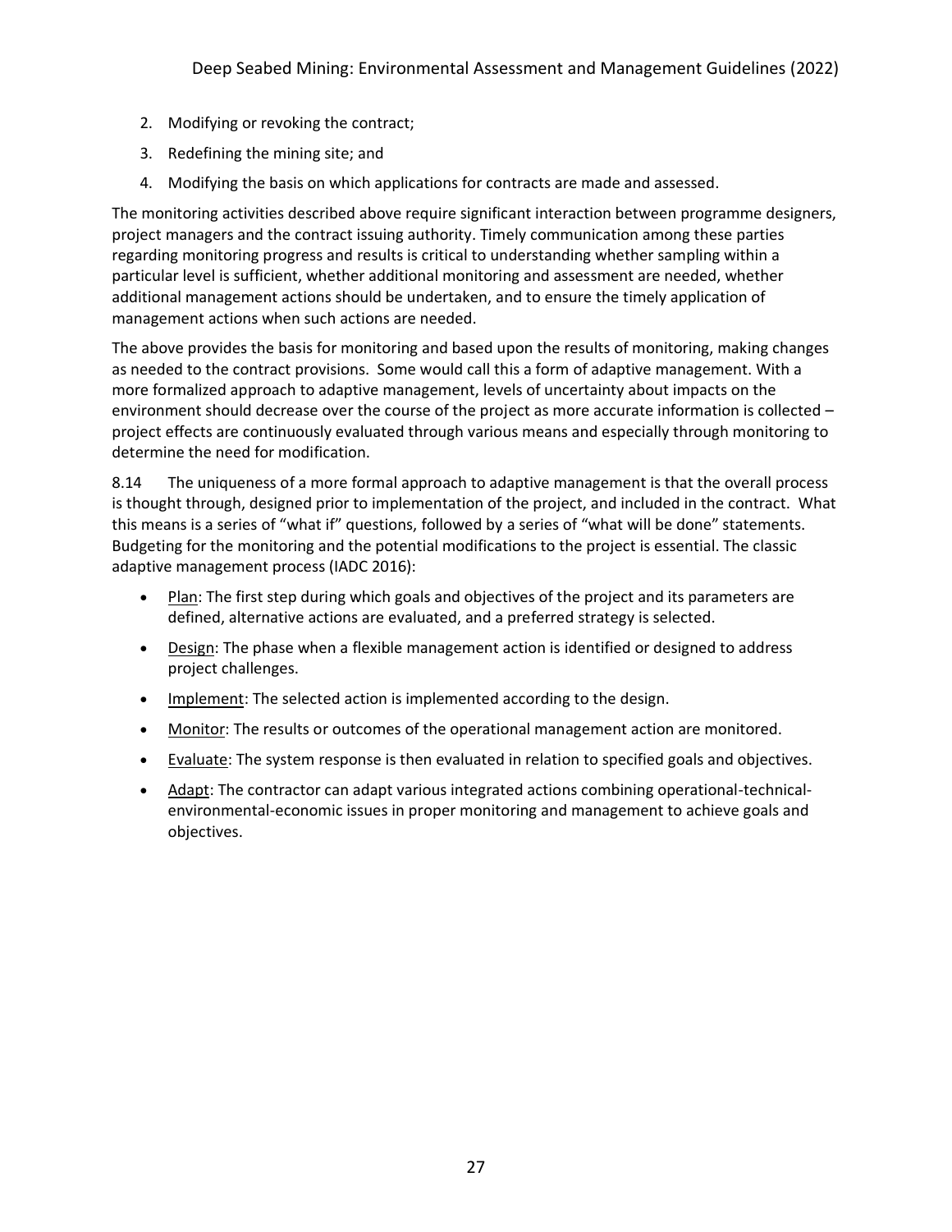2. Modifying or revoking the contract;
3. Redefining the mining site; and
4. Modifying the basis on which applications for contracts are made and assessed.

The monitoring activities described above require significant interaction between programme designers, project managers and the contract issuing authority. Timely communication among these parties regarding monitoring progress and results is critical to understanding whether sampling within a particular level is sufficient, whether additional monitoring and assessment are needed, whether additional management actions should be undertaken, and to ensure the timely application of management actions when such actions are needed.

The above provides the basis for monitoring and based upon the results of monitoring, making changes as needed to the contract provisions. Some would call this a form of adaptive management. With a more formalized approach to adaptive management, levels of uncertainty about impacts on the environment should decrease over the course of the project as more accurate information is collected – project effects are continuously evaluated through various means and especially through monitoring to determine the need for modification.

8.14 The uniqueness of a more formal approach to adaptive management is that the overall process is thought through, designed prior to implementation of the project, and included in the contract. What this means is a series of "what if" questions, followed by a series of "what will be done" statements. Budgeting for the monitoring and the potential modifications to the project is essential. The classic adaptive management process (IADC 2016):

- Plan: The first step during which goals and objectives of the project and its parameters are defined, alternative actions are evaluated, and a preferred strategy is selected.
- Design: The phase when a flexible management action is identified or designed to address project challenges.
- Implement: The selected action is implemented according to the design.
- Monitor: The results or outcomes of the operational management action are monitored.
- Evaluate: The system response is then evaluated in relation to specified goals and objectives.
- Adapt: The contractor can adapt various integrated actions combining operational-technical-environmental-economic issues in proper monitoring and management to achieve goals and objectives.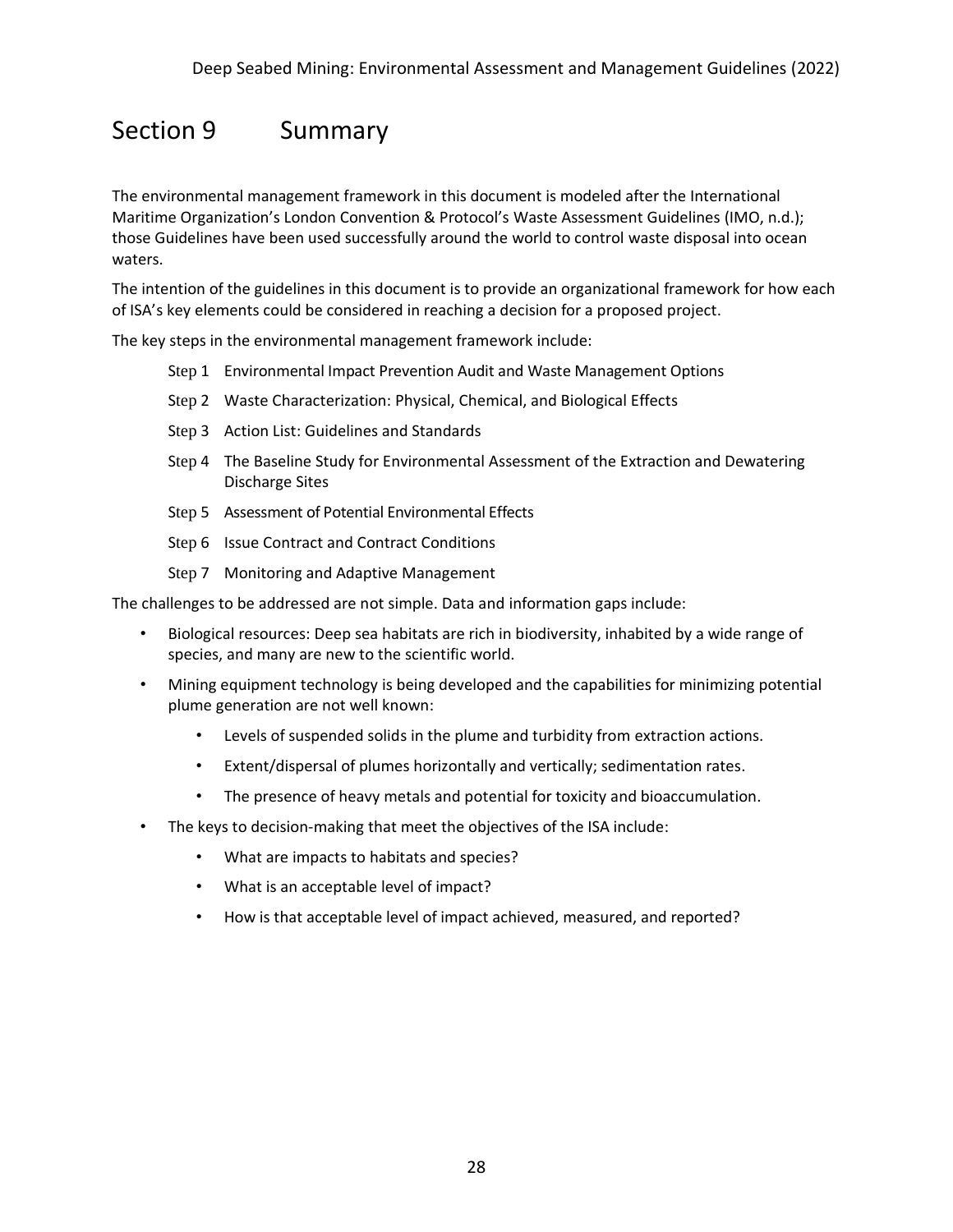# Section 9 Summary

The environmental management framework in this document is modeled after the International Maritime Organization's London Convention & Protocol's Waste Assessment Guidelines (IMO, n.d.); those Guidelines have been used successfully around the world to control waste disposal into ocean waters.

The intention of the guidelines in this document is to provide an organizational framework for how each of ISA's key elements could be considered in reaching a decision for a proposed project.

The key steps in the environmental management framework include:

- Step 1 Environmental Impact Prevention Audit and Waste Management Options
- Step 2 Waste Characterization: Physical, Chemical, and Biological Effects
- Step 3 Action List: Guidelines and Standards
- Step 4 The Baseline Study for Environmental Assessment of the Extraction and Dewatering Discharge Sites
- Step 5 Assessment of Potential Environmental Effects
- Step 6 Issue Contract and Contract Conditions
- Step 7 Monitoring and Adaptive Management

The challenges to be addressed are not simple. Data and information gaps include:

- Biological resources: Deep sea habitats are rich in biodiversity, inhabited by a wide range of species, and many are new to the scientific world.
- Mining equipment technology is being developed and the capabilities for minimizing potential plume generation are not well known:
  - Levels of suspended solids in the plume and turbidity from extraction actions.
  - Extent/dispersal of plumes horizontally and vertically; sedimentation rates.
  - The presence of heavy metals and potential for toxicity and bioaccumulation.
- The keys to decision-making that meet the objectives of the ISA include:
  - What are impacts to habitats and species?
  - What is an acceptable level of impact?
  - How is that acceptable level of impact achieved, measured, and reported?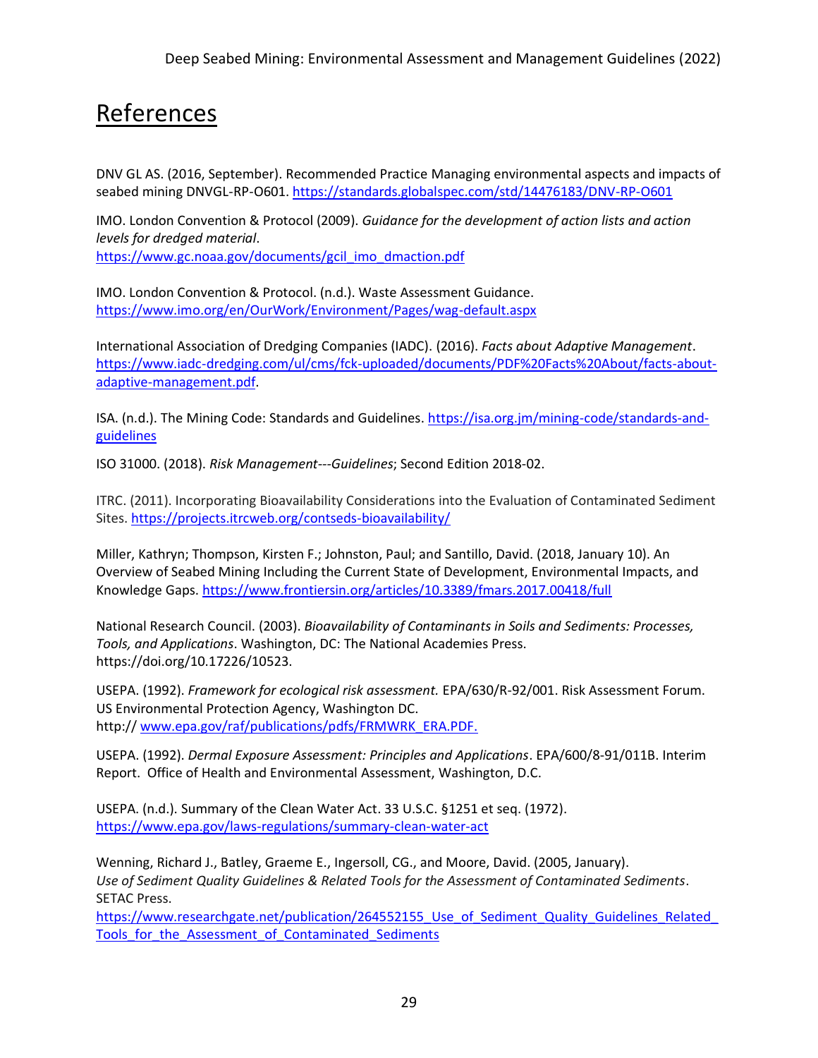# References

DNV GL AS. (2016, September). Recommended Practice Managing environmental aspects and impacts of seabed mining DNVGL-RP-O601. https://standards.globalspec.com/std/14476183/DNV-RP-O601

IMO. London Convention & Protocol (2009). *Guidance for the development of action lists and action levels for dredged material*. https://www.gc.noaa.gov/documents/gcil_imo_dmaction.pdf

IMO. London Convention & Protocol. (n.d.). Waste Assessment Guidance. https://www.imo.org/en/OurWork/Environment/Pages/wag-default.aspx

International Association of Dredging Companies (IADC). (2016). *Facts about Adaptive Management*. https://www.iadc-dredging.com/ul/cms/fck-uploaded/documents/PDF%20Facts%20About/facts-about-adaptive-management.pdf.

ISA. (n.d.). The Mining Code: Standards and Guidelines. https://isa.org.jm/mining-code/standards-and-guidelines

ISO 31000. (2018). *Risk Management---Guidelines*; Second Edition 2018-02.

ITRC. (2011). Incorporating Bioavailability Considerations into the Evaluation of Contaminated Sediment Sites. https://projects.itrcweb.org/contseds-bioavailability/

Miller, Kathryn; Thompson, Kirsten F.; Johnston, Paul; and Santillo, David. (2018, January 10). An Overview of Seabed Mining Including the Current State of Development, Environmental Impacts, and Knowledge Gaps. https://www.frontiersin.org/articles/10.3389/fmars.2017.00418/full

National Research Council. (2003). *Bioavailability of Contaminants in Soils and Sediments: Processes, Tools, and Applications*. Washington, DC: The National Academies Press. https://doi.org/10.17226/10523.

USEPA. (1992). *Framework for ecological risk assessment.* EPA/630/R-92/001. Risk Assessment Forum. US Environmental Protection Agency, Washington DC. http:// www.epa.gov/raf/publications/pdfs/FRMWRK_ERA.PDF.

USEPA. (1992). *Dermal Exposure Assessment: Principles and Applications*. EPA/600/8-91/011B. Interim Report. Office of Health and Environmental Assessment, Washington, D.C.

USEPA. (n.d.). Summary of the Clean Water Act. 33 U.S.C. §1251 et seq. (1972). https://www.epa.gov/laws-regulations/summary-clean-water-act

Wenning, Richard J., Batley, Graeme E., Ingersoll, CG., and Moore, David. (2005, January). *Use of Sediment Quality Guidelines & Related Tools for the Assessment of Contaminated Sediments*. SETAC Press. https://www.researchgate.net/publication/264552155_Use_of_Sediment_Quality_Guidelines_Related_Tools_for_the_Assessment_of_Contaminated_Sediments